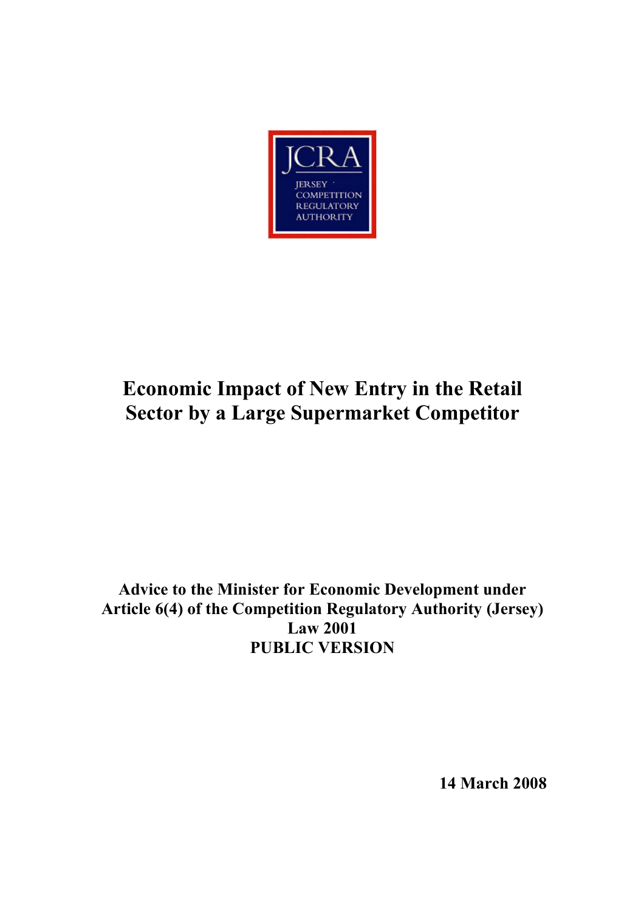JCRA

JERSEY COMPETITION REGULATORY AUTHORITY

# Economic Impact of New Entry in the Retail Sector by a Large Supermarket Competitor

**Advice to the Minister for Economic Development under Article 6(4) of the Competition Regulatory Authority (Jersey) Law 2001**
**PUBLIC VERSION**

**14 March 2008**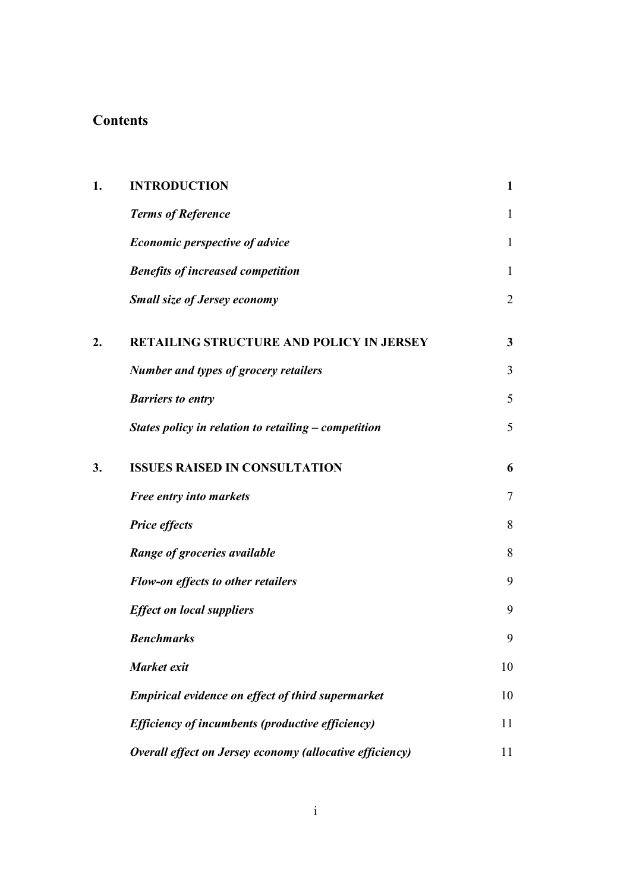## Contents

| | | |
|---|---|---|
| **1.** | **INTRODUCTION** | **1** |
| | ***Terms of Reference*** | 1 |
| | ***Economic perspective of advice*** | 1 |
| | ***Benefits of increased competition*** | 1 |
| | ***Small size of Jersey economy*** | 2 |
| **2.** | **RETAILING STRUCTURE AND POLICY IN JERSEY** | **3** |
| | ***Number and types of grocery retailers*** | 3 |
| | ***Barriers to entry*** | 5 |
| | ***States policy in relation to retailing – competition*** | 5 |
| **3.** | **ISSUES RAISED IN CONSULTATION** | **6** |
| | ***Free entry into markets*** | 7 |
| | ***Price effects*** | 8 |
| | ***Range of groceries available*** | 8 |
| | ***Flow-on effects to other retailers*** | 9 |
| | ***Effect on local suppliers*** | 9 |
| | ***Benchmarks*** | 9 |
| | ***Market exit*** | 10 |
| | ***Empirical evidence on effect of third supermarket*** | 10 |
| | ***Efficiency of incumbents (productive efficiency)*** | 11 |
| | ***Overall effect on Jersey economy (allocative efficiency)*** | 11 |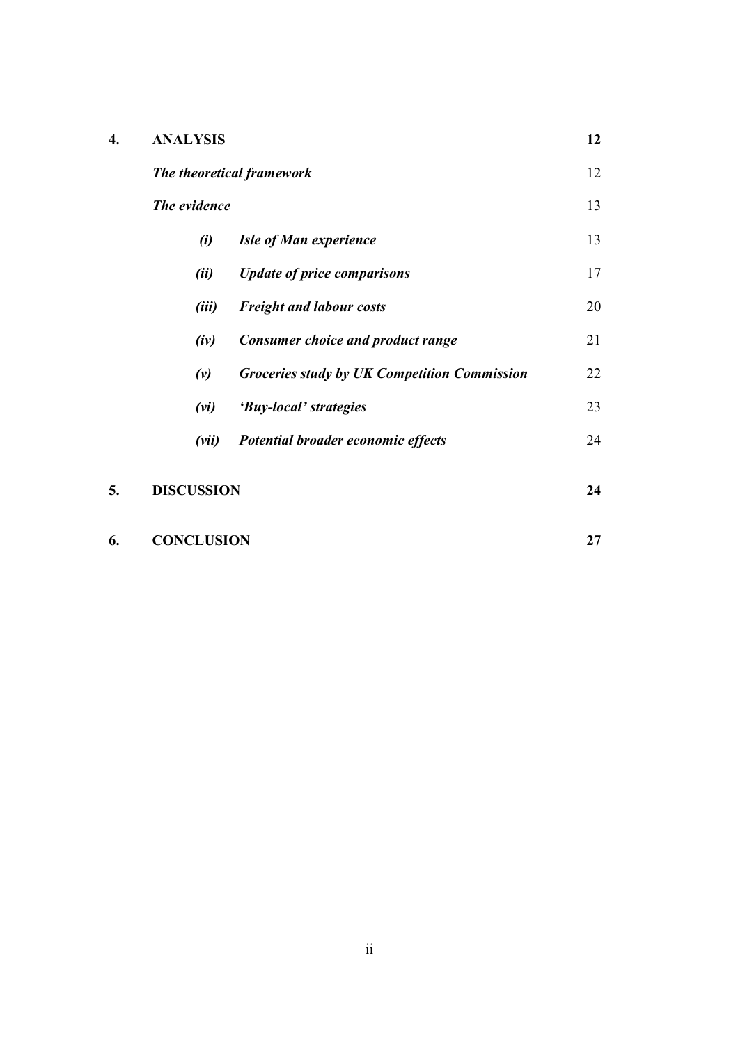| | | | |
|---|---|---|---|
| **4.** | **ANALYSIS** | | **12** |
| | ***The theoretical framework*** | | 12 |
| | ***The evidence*** | | 13 |
| | ***(i)*** | ***Isle of Man experience*** | 13 |
| | ***(ii)*** | ***Update of price comparisons*** | 17 |
| | ***(iii)*** | ***Freight and labour costs*** | 20 |
| | ***(iv)*** | ***Consumer choice and product range*** | 21 |
| | ***(v)*** | ***Groceries study by UK Competition Commission*** | 22 |
| | ***(vi)*** | ***'Buy-local' strategies*** | 23 |
| | ***(vii)*** | ***Potential broader economic effects*** | 24 |
| **5.** | **DISCUSSION** | | **24** |
| **6.** | **CONCLUSION** | | **27** |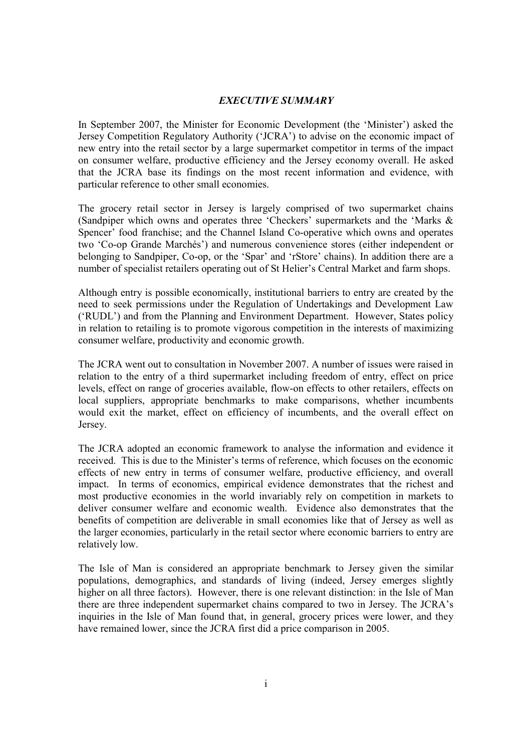## *EXECUTIVE SUMMARY*

In September 2007, the Minister for Economic Development (the 'Minister') asked the Jersey Competition Regulatory Authority ('JCRA') to advise on the economic impact of new entry into the retail sector by a large supermarket competitor in terms of the impact on consumer welfare, productive efficiency and the Jersey economy overall. He asked that the JCRA base its findings on the most recent information and evidence, with particular reference to other small economies.

The grocery retail sector in Jersey is largely comprised of two supermarket chains (Sandpiper which owns and operates three 'Checkers' supermarkets and the 'Marks & Spencer' food franchise; and the Channel Island Co-operative which owns and operates two 'Co-op Grande Marchés') and numerous convenience stores (either independent or belonging to Sandpiper, Co-op, or the 'Spar' and 'rStore' chains). In addition there are a number of specialist retailers operating out of St Helier's Central Market and farm shops.

Although entry is possible economically, institutional barriers to entry are created by the need to seek permissions under the Regulation of Undertakings and Development Law ('RUDL') and from the Planning and Environment Department. However, States policy in relation to retailing is to promote vigorous competition in the interests of maximizing consumer welfare, productivity and economic growth.

The JCRA went out to consultation in November 2007. A number of issues were raised in relation to the entry of a third supermarket including freedom of entry, effect on price levels, effect on range of groceries available, flow-on effects to other retailers, effects on local suppliers, appropriate benchmarks to make comparisons, whether incumbents would exit the market, effect on efficiency of incumbents, and the overall effect on Jersey.

The JCRA adopted an economic framework to analyse the information and evidence it received. This is due to the Minister's terms of reference, which focuses on the economic effects of new entry in terms of consumer welfare, productive efficiency, and overall impact. In terms of economics, empirical evidence demonstrates that the richest and most productive economies in the world invariably rely on competition in markets to deliver consumer welfare and economic wealth. Evidence also demonstrates that the benefits of competition are deliverable in small economies like that of Jersey as well as the larger economies, particularly in the retail sector where economic barriers to entry are relatively low.

The Isle of Man is considered an appropriate benchmark to Jersey given the similar populations, demographics, and standards of living (indeed, Jersey emerges slightly higher on all three factors). However, there is one relevant distinction: in the Isle of Man there are three independent supermarket chains compared to two in Jersey. The JCRA's inquiries in the Isle of Man found that, in general, grocery prices were lower, and they have remained lower, since the JCRA first did a price comparison in 2005.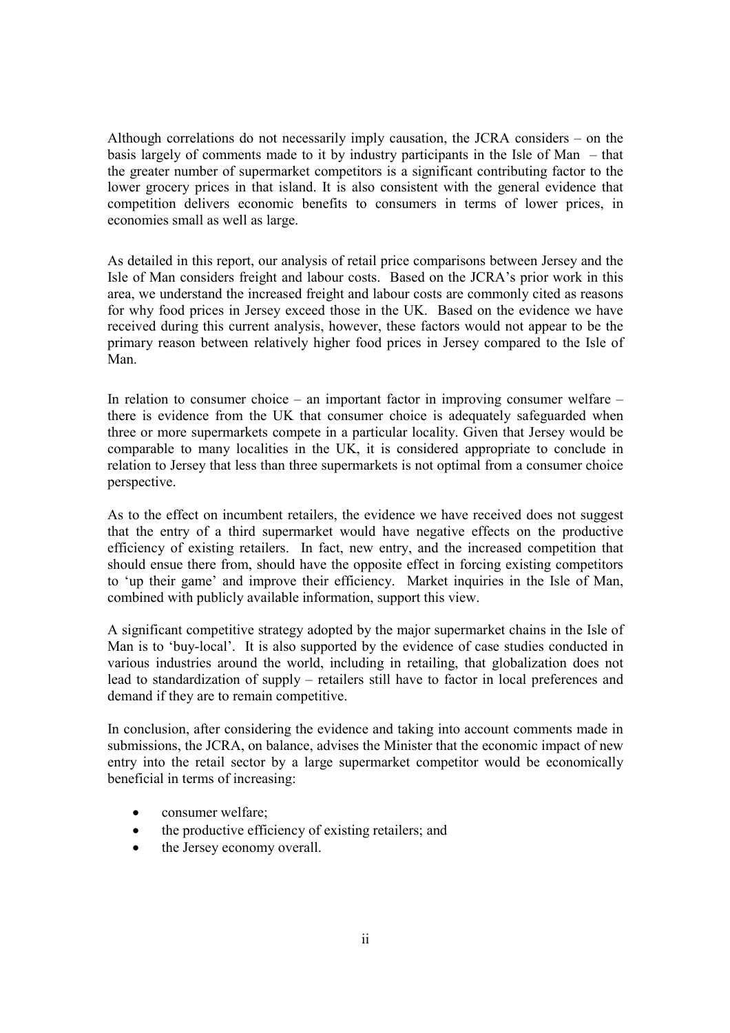Although correlations do not necessarily imply causation, the JCRA considers – on the basis largely of comments made to it by industry participants in the Isle of Man – that the greater number of supermarket competitors is a significant contributing factor to the lower grocery prices in that island. It is also consistent with the general evidence that competition delivers economic benefits to consumers in terms of lower prices, in economies small as well as large.

As detailed in this report, our analysis of retail price comparisons between Jersey and the Isle of Man considers freight and labour costs. Based on the JCRA's prior work in this area, we understand the increased freight and labour costs are commonly cited as reasons for why food prices in Jersey exceed those in the UK. Based on the evidence we have received during this current analysis, however, these factors would not appear to be the primary reason between relatively higher food prices in Jersey compared to the Isle of Man.

In relation to consumer choice – an important factor in improving consumer welfare – there is evidence from the UK that consumer choice is adequately safeguarded when three or more supermarkets compete in a particular locality. Given that Jersey would be comparable to many localities in the UK, it is considered appropriate to conclude in relation to Jersey that less than three supermarkets is not optimal from a consumer choice perspective.

As to the effect on incumbent retailers, the evidence we have received does not suggest that the entry of a third supermarket would have negative effects on the productive efficiency of existing retailers. In fact, new entry, and the increased competition that should ensue there from, should have the opposite effect in forcing existing competitors to 'up their game' and improve their efficiency. Market inquiries in the Isle of Man, combined with publicly available information, support this view.

A significant competitive strategy adopted by the major supermarket chains in the Isle of Man is to 'buy-local'. It is also supported by the evidence of case studies conducted in various industries around the world, including in retailing, that globalization does not lead to standardization of supply – retailers still have to factor in local preferences and demand if they are to remain competitive.

In conclusion, after considering the evidence and taking into account comments made in submissions, the JCRA, on balance, advises the Minister that the economic impact of new entry into the retail sector by a large supermarket competitor would be economically beneficial in terms of increasing:

- consumer welfare;
- the productive efficiency of existing retailers; and
- the Jersey economy overall.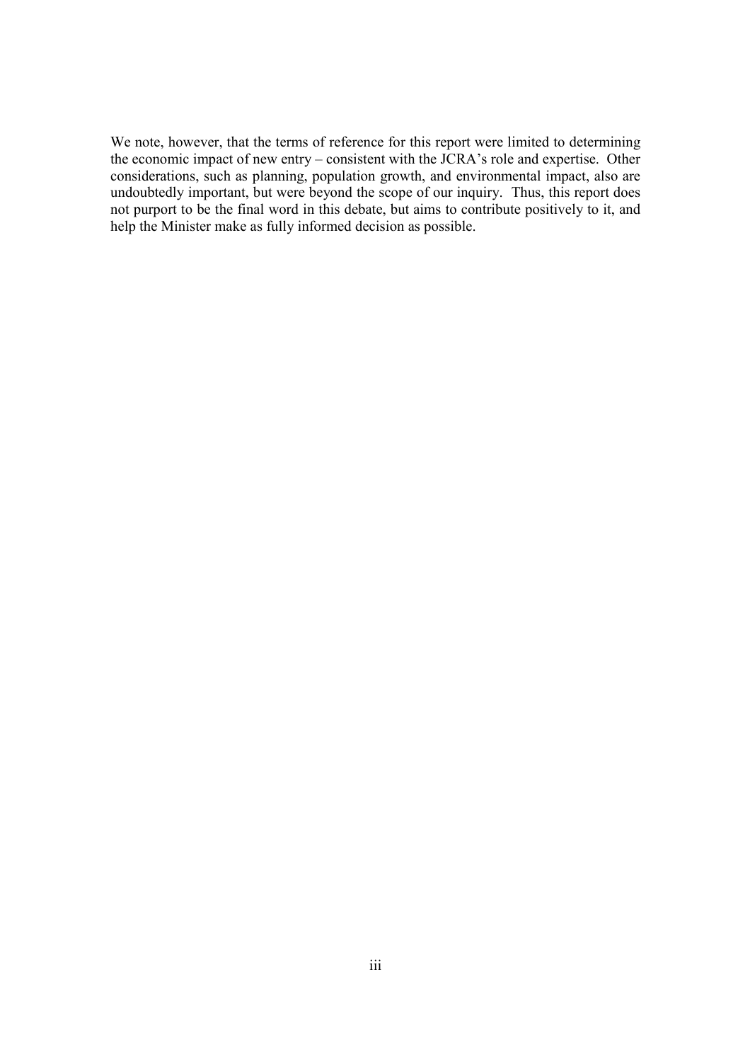We note, however, that the terms of reference for this report were limited to determining the economic impact of new entry – consistent with the JCRA's role and expertise. Other considerations, such as planning, population growth, and environmental impact, also are undoubtedly important, but were beyond the scope of our inquiry. Thus, this report does not purport to be the final word in this debate, but aims to contribute positively to it, and help the Minister make as fully informed decision as possible.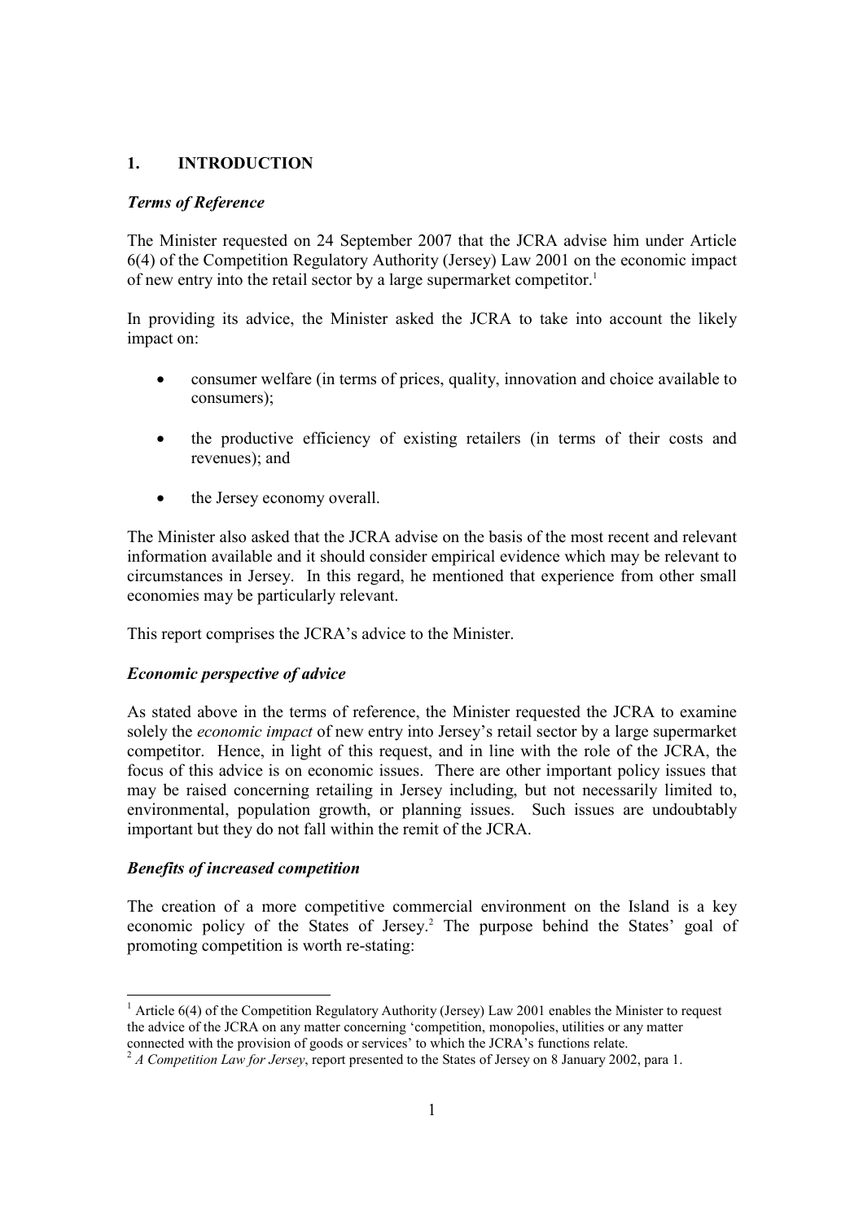## 1. INTRODUCTION

### *Terms of Reference*

The Minister requested on 24 September 2007 that the JCRA advise him under Article 6(4) of the Competition Regulatory Authority (Jersey) Law 2001 on the economic impact of new entry into the retail sector by a large supermarket competitor.[1]

In providing its advice, the Minister asked the JCRA to take into account the likely impact on:

- consumer welfare (in terms of prices, quality, innovation and choice available to consumers);
- the productive efficiency of existing retailers (in terms of their costs and revenues); and
- the Jersey economy overall.

The Minister also asked that the JCRA advise on the basis of the most recent and relevant information available and it should consider empirical evidence which may be relevant to circumstances in Jersey. In this regard, he mentioned that experience from other small economies may be particularly relevant.

This report comprises the JCRA's advice to the Minister.

### *Economic perspective of advice*

As stated above in the terms of reference, the Minister requested the JCRA to examine solely the *economic impact* of new entry into Jersey's retail sector by a large supermarket competitor. Hence, in light of this request, and in line with the role of the JCRA, the focus of this advice is on economic issues. There are other important policy issues that may be raised concerning retailing in Jersey including, but not necessarily limited to, environmental, population growth, or planning issues. Such issues are undoubtably important but they do not fall within the remit of the JCRA.

### *Benefits of increased competition*

The creation of a more competitive commercial environment on the Island is a key economic policy of the States of Jersey.[2] The purpose behind the States' goal of promoting competition is worth re-stating:

---

[1] Article 6(4) of the Competition Regulatory Authority (Jersey) Law 2001 enables the Minister to request the advice of the JCRA on any matter concerning 'competition, monopolies, utilities or any matter connected with the provision of goods or services' to which the JCRA's functions relate.

[2] *A Competition Law for Jersey*, report presented to the States of Jersey on 8 January 2002, para 1.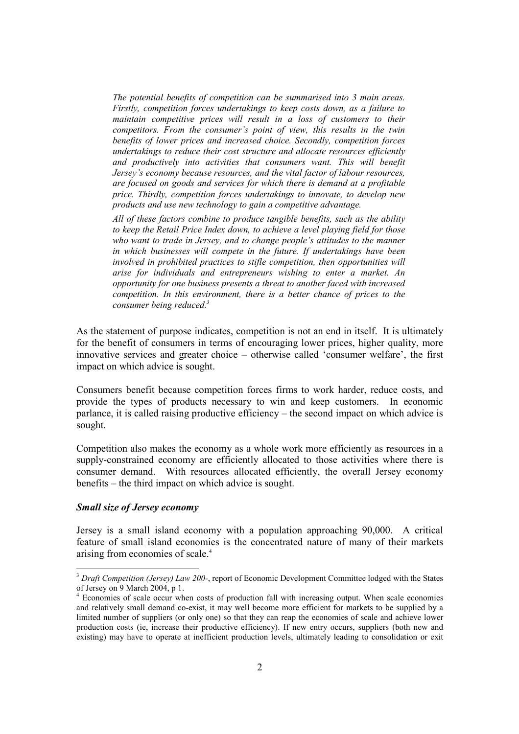> *The potential benefits of competition can be summarised into 3 main areas. Firstly, competition forces undertakings to keep costs down, as a failure to maintain competitive prices will result in a loss of customers to their competitors. From the consumer's point of view, this results in the twin benefits of lower prices and increased choice. Secondly, competition forces undertakings to reduce their cost structure and allocate resources efficiently and productively into activities that consumers want. This will benefit Jersey's economy because resources, and the vital factor of labour resources, are focused on goods and services for which there is demand at a profitable price. Thirdly, competition forces undertakings to innovate, to develop new products and use new technology to gain a competitive advantage.*
>
> *All of these factors combine to produce tangible benefits, such as the ability to keep the Retail Price Index down, to achieve a level playing field for those who want to trade in Jersey, and to change people's attitudes to the manner in which businesses will compete in the future. If undertakings have been involved in prohibited practices to stifle competition, then opportunities will arise for individuals and entrepreneurs wishing to enter a market. An opportunity for one business presents a threat to another faced with increased competition. In this environment, there is a better chance of prices to the consumer being reduced.*[3]

As the statement of purpose indicates, competition is not an end in itself. It is ultimately for the benefit of consumers in terms of encouraging lower prices, higher quality, more innovative services and greater choice – otherwise called 'consumer welfare', the first impact on which advice is sought.

Consumers benefit because competition forces firms to work harder, reduce costs, and provide the types of products necessary to win and keep customers. In economic parlance, it is called raising productive efficiency – the second impact on which advice is sought.

Competition also makes the economy as a whole work more efficiently as resources in a supply-constrained economy are efficiently allocated to those activities where there is consumer demand. With resources allocated efficiently, the overall Jersey economy benefits – the third impact on which advice is sought.

### *Small size of Jersey economy*

Jersey is a small island economy with a population approaching 90,000. A critical feature of small island economies is the concentrated nature of many of their markets arising from economies of scale.[4]

---

[3] *Draft Competition (Jersey) Law 200-*, report of Economic Development Committee lodged with the States of Jersey on 9 March 2004, p 1.

[4] Economies of scale occur when costs of production fall with increasing output. When scale economies and relatively small demand co-exist, it may well become more efficient for markets to be supplied by a limited number of suppliers (or only one) so that they can reap the economies of scale and achieve lower production costs (ie, increase their productive efficiency). If new entry occurs, suppliers (both new and existing) may have to operate at inefficient production levels, ultimately leading to consolidation or exit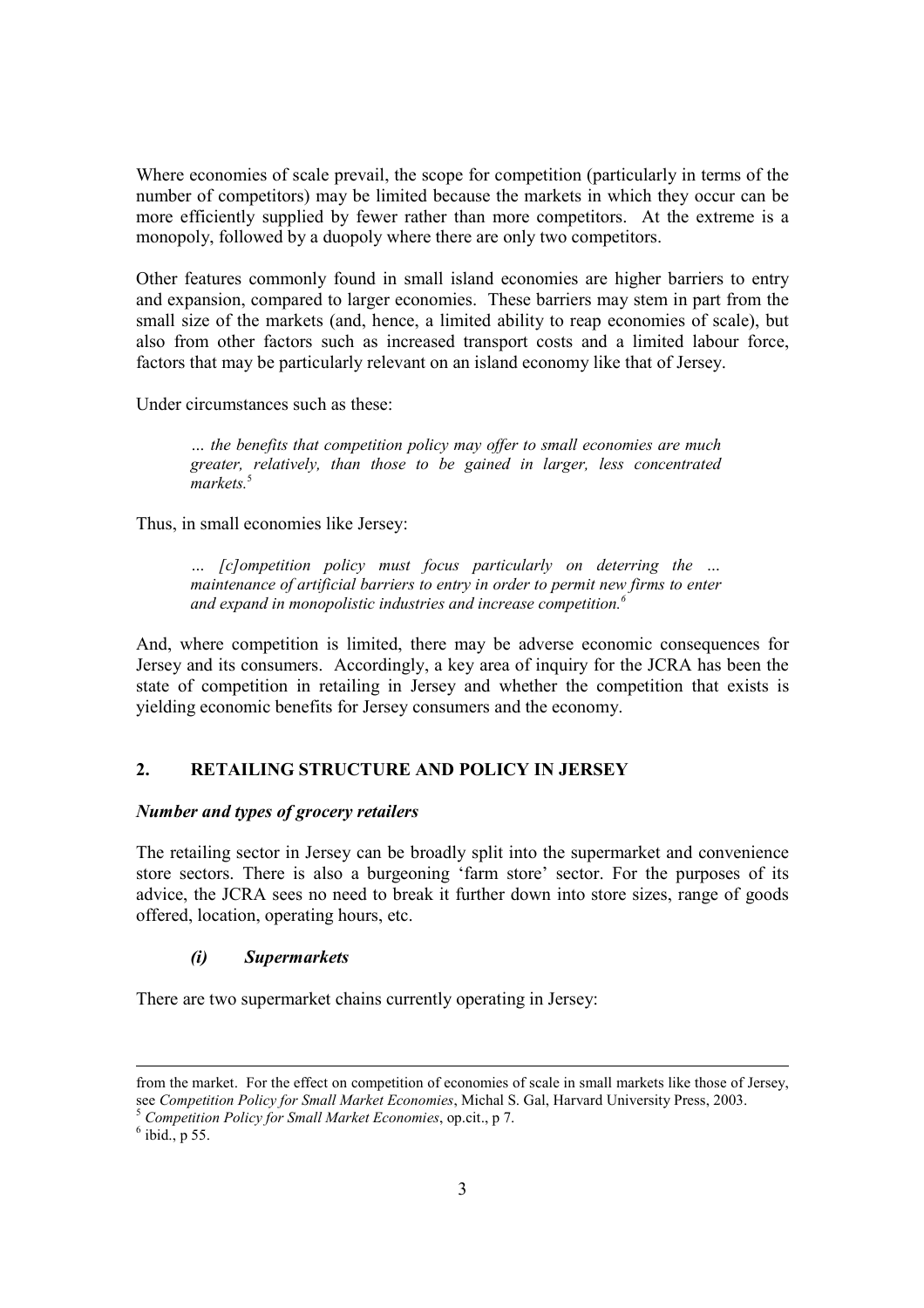Where economies of scale prevail, the scope for competition (particularly in terms of the number of competitors) may be limited because the markets in which they occur can be more efficiently supplied by fewer rather than more competitors. At the extreme is a monopoly, followed by a duopoly where there are only two competitors.

Other features commonly found in small island economies are higher barriers to entry and expansion, compared to larger economies. These barriers may stem in part from the small size of the markets (and, hence, a limited ability to reap economies of scale), but also from other factors such as increased transport costs and a limited labour force, factors that may be particularly relevant on an island economy like that of Jersey.

Under circumstances such as these:

> *… the benefits that competition policy may offer to small economies are much greater, relatively, than those to be gained in larger, less concentrated markets.*[5]

Thus, in small economies like Jersey:

> *… [c]ompetition policy must focus particularly on deterring the … maintenance of artificial barriers to entry in order to permit new firms to enter and expand in monopolistic industries and increase competition.*[6]

And, where competition is limited, there may be adverse economic consequences for Jersey and its consumers. Accordingly, a key area of inquiry for the JCRA has been the state of competition in retailing in Jersey and whether the competition that exists is yielding economic benefits for Jersey consumers and the economy.

## 2. RETAILING STRUCTURE AND POLICY IN JERSEY

### *Number and types of grocery retailers*

The retailing sector in Jersey can be broadly split into the supermarket and convenience store sectors. There is also a burgeoning 'farm store' sector. For the purposes of its advice, the JCRA sees no need to break it further down into store sizes, range of goods offered, location, operating hours, etc.

#### *(i) Supermarkets*

There are two supermarket chains currently operating in Jersey:

---

from the market. For the effect on competition of economies of scale in small markets like those of Jersey, see *Competition Policy for Small Market Economies*, Michal S. Gal, Harvard University Press, 2003.

[5] *Competition Policy for Small Market Economies*, op.cit., p 7.

[6] ibid., p 55.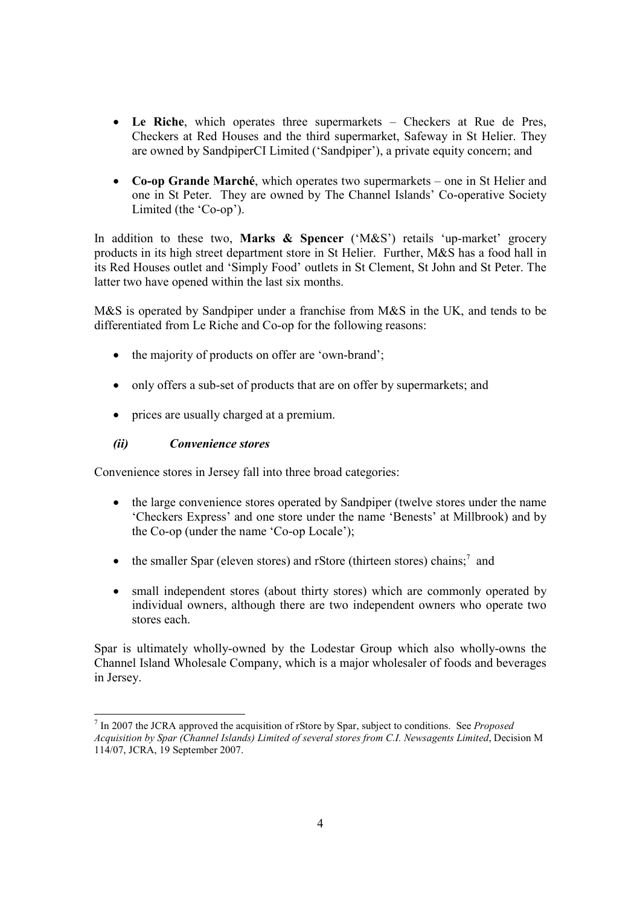- **Le Riche**, which operates three supermarkets – Checkers at Rue de Pres, Checkers at Red Houses and the third supermarket, Safeway in St Helier. They are owned by SandpiperCI Limited ('Sandpiper'), a private equity concern; and

- **Co-op Grande Marché**, which operates two supermarkets – one in St Helier and one in St Peter. They are owned by The Channel Islands' Co-operative Society Limited (the 'Co-op').

In addition to these two, **Marks & Spencer** ('M&S') retails 'up-market' grocery products in its high street department store in St Helier. Further, M&S has a food hall in its Red Houses outlet and 'Simply Food' outlets in St Clement, St John and St Peter. The latter two have opened within the last six months.

M&S is operated by Sandpiper under a franchise from M&S in the UK, and tends to be differentiated from Le Riche and Co-op for the following reasons:

- the majority of products on offer are 'own-brand';

- only offers a sub-set of products that are on offer by supermarkets; and

- prices are usually charged at a premium.

### *(ii) Convenience stores*

Convenience stores in Jersey fall into three broad categories:

- the large convenience stores operated by Sandpiper (twelve stores under the name 'Checkers Express' and one store under the name 'Benests' at Millbrook) and by the Co-op (under the name 'Co-op Locale');

- the smaller Spar (eleven stores) and rStore (thirteen stores) chains;[7] and

- small independent stores (about thirty stores) which are commonly operated by individual owners, although there are two independent owners who operate two stores each.

Spar is ultimately wholly-owned by the Lodestar Group which also wholly-owns the Channel Island Wholesale Company, which is a major wholesaler of foods and beverages in Jersey.

---

[7] In 2007 the JCRA approved the acquisition of rStore by Spar, subject to conditions. See *Proposed Acquisition by Spar (Channel Islands) Limited of several stores from C.I. Newsagents Limited*, Decision M 114/07, JCRA, 19 September 2007.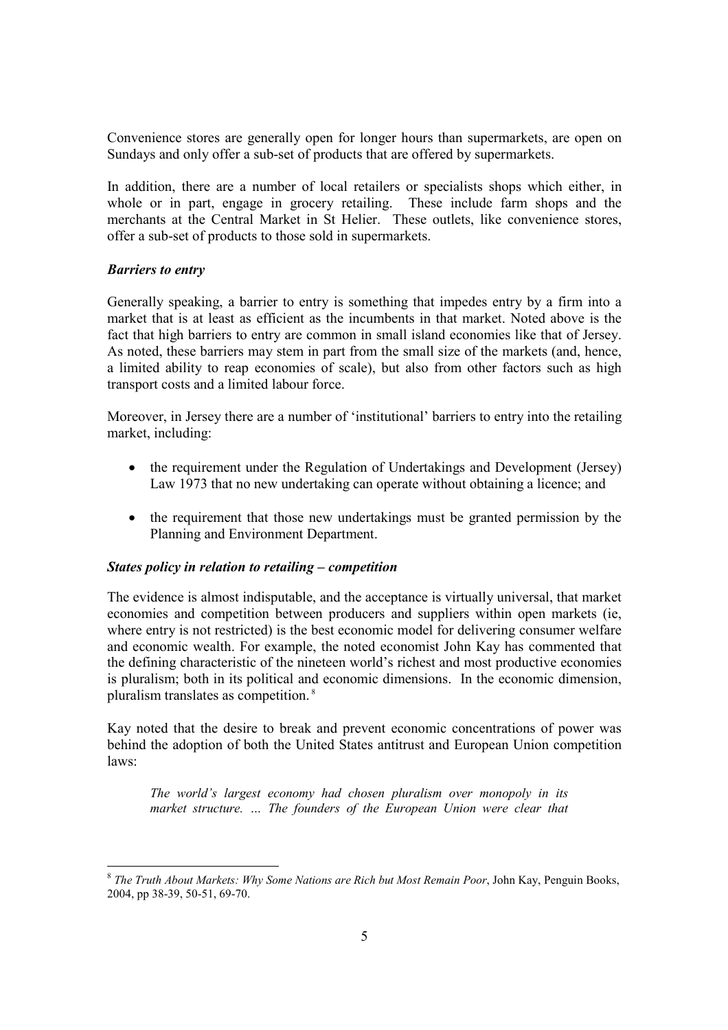Convenience stores are generally open for longer hours than supermarkets, are open on Sundays and only offer a sub-set of products that are offered by supermarkets.

In addition, there are a number of local retailers or specialists shops which either, in whole or in part, engage in grocery retailing. These include farm shops and the merchants at the Central Market in St Helier. These outlets, like convenience stores, offer a sub-set of products to those sold in supermarkets.

***Barriers to entry***

Generally speaking, a barrier to entry is something that impedes entry by a firm into a market that is at least as efficient as the incumbents in that market. Noted above is the fact that high barriers to entry are common in small island economies like that of Jersey. As noted, these barriers may stem in part from the small size of the markets (and, hence, a limited ability to reap economies of scale), but also from other factors such as high transport costs and a limited labour force.

Moreover, in Jersey there are a number of 'institutional' barriers to entry into the retailing market, including:

- the requirement under the Regulation of Undertakings and Development (Jersey) Law 1973 that no new undertaking can operate without obtaining a licence; and
- the requirement that those new undertakings must be granted permission by the Planning and Environment Department.

***States policy in relation to retailing – competition***

The evidence is almost indisputable, and the acceptance is virtually universal, that market economies and competition between producers and suppliers within open markets (ie, where entry is not restricted) is the best economic model for delivering consumer welfare and economic wealth. For example, the noted economist John Kay has commented that the defining characteristic of the nineteen world's richest and most productive economies is pluralism; both in its political and economic dimensions. In the economic dimension, pluralism translates as competition.[8]

Kay noted that the desire to break and prevent economic concentrations of power was behind the adoption of both the United States antitrust and European Union competition laws:

> *The world's largest economy had chosen pluralism over monopoly in its market structure. … The founders of the European Union were clear that*

---

[8] *The Truth About Markets: Why Some Nations are Rich but Most Remain Poor*, John Kay, Penguin Books, 2004, pp 38-39, 50-51, 69-70.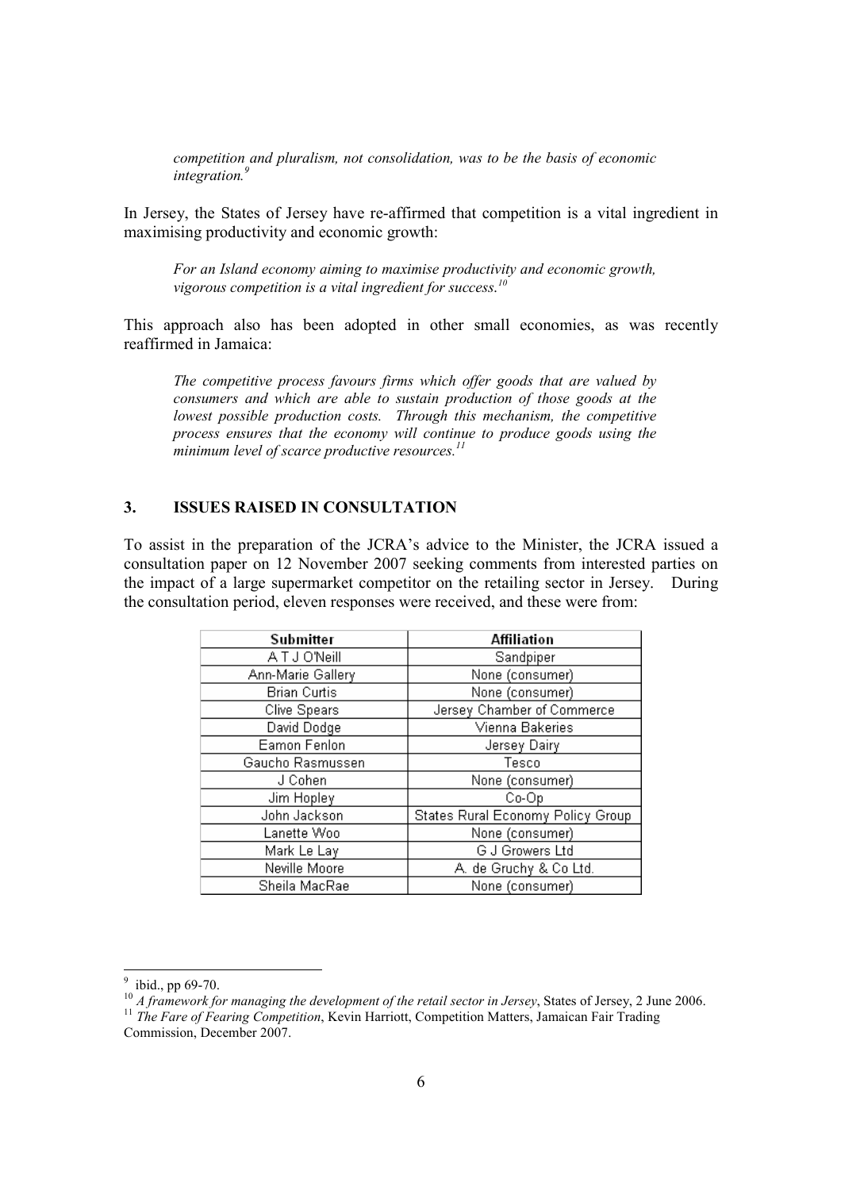> *competition and pluralism, not consolidation, was to be the basis of economic integration.*[9]

In Jersey, the States of Jersey have re-affirmed that competition is a vital ingredient in maximising productivity and economic growth:

> *For an Island economy aiming to maximise productivity and economic growth, vigorous competition is a vital ingredient for success.*[10]

This approach also has been adopted in other small economies, as was recently reaffirmed in Jamaica:

> *The competitive process favours firms which offer goods that are valued by consumers and which are able to sustain production of those goods at the lowest possible production costs. Through this mechanism, the competitive process ensures that the economy will continue to produce goods using the minimum level of scarce productive resources.*[11]

## 3. ISSUES RAISED IN CONSULTATION

To assist in the preparation of the JCRA's advice to the Minister, the JCRA issued a consultation paper on 12 November 2007 seeking comments from interested parties on the impact of a large supermarket competitor on the retailing sector in Jersey. During the consultation period, eleven responses were received, and these were from:

| Submitter | Affiliation |
|---|---|
| A T J O'Neill | Sandpiper |
| Ann-Marie Gallery | None (consumer) |
| Brian Curtis | None (consumer) |
| Clive Spears | Jersey Chamber of Commerce |
| David Dodge | Vienna Bakeries |
| Eamon Fenlon | Jersey Dairy |
| Gaucho Rasmussen | Tesco |
| J Cohen | None (consumer) |
| Jim Hopley | Co-Op |
| John Jackson | States Rural Economy Policy Group |
| Lanette Woo | None (consumer) |
| Mark Le Lay | G J Growers Ltd |
| Neville Moore | A. de Gruchy & Co Ltd. |
| Sheila MacRae | None (consumer) |

---

[9] ibid., pp 69-70.

[10] *A framework for managing the development of the retail sector in Jersey*, States of Jersey, 2 June 2006.

[11] *The Fare of Fearing Competition*, Kevin Harriott, Competition Matters, Jamaican Fair Trading Commission, December 2007.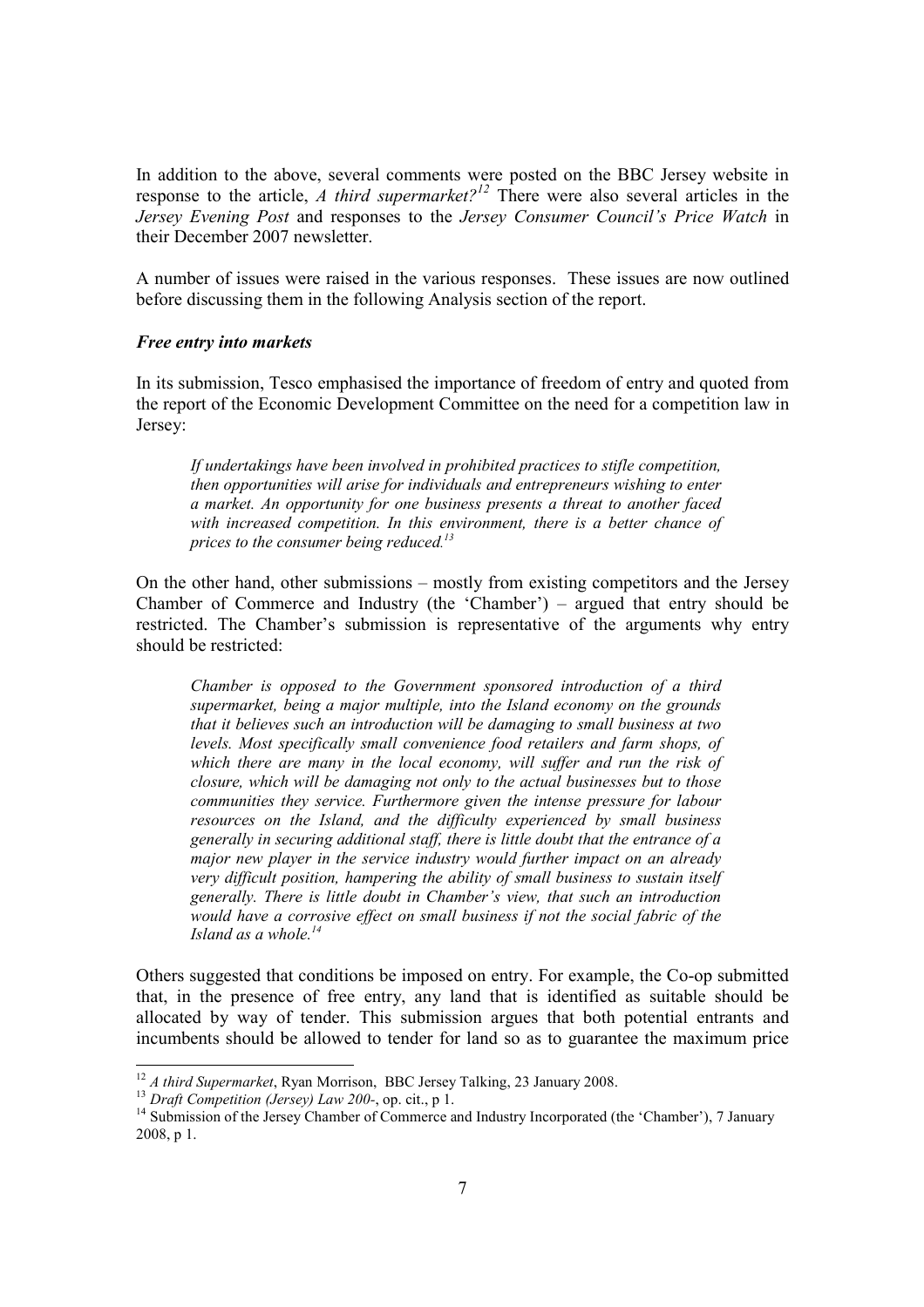In addition to the above, several comments were posted on the BBC Jersey website in response to the article, *A third supermarket?*[12] There were also several articles in the *Jersey Evening Post* and responses to the *Jersey Consumer Council's Price Watch* in their December 2007 newsletter.

A number of issues were raised in the various responses. These issues are now outlined before discussing them in the following Analysis section of the report.

### *Free entry into markets*

In its submission, Tesco emphasised the importance of freedom of entry and quoted from the report of the Economic Development Committee on the need for a competition law in Jersey:

> *If undertakings have been involved in prohibited practices to stifle competition, then opportunities will arise for individuals and entrepreneurs wishing to enter a market. An opportunity for one business presents a threat to another faced with increased competition. In this environment, there is a better chance of prices to the consumer being reduced.*[13]

On the other hand, other submissions – mostly from existing competitors and the Jersey Chamber of Commerce and Industry (the 'Chamber') – argued that entry should be restricted. The Chamber's submission is representative of the arguments why entry should be restricted:

> *Chamber is opposed to the Government sponsored introduction of a third supermarket, being a major multiple, into the Island economy on the grounds that it believes such an introduction will be damaging to small business at two levels. Most specifically small convenience food retailers and farm shops, of which there are many in the local economy, will suffer and run the risk of closure, which will be damaging not only to the actual businesses but to those communities they service. Furthermore given the intense pressure for labour resources on the Island, and the difficulty experienced by small business generally in securing additional staff, there is little doubt that the entrance of a major new player in the service industry would further impact on an already very difficult position, hampering the ability of small business to sustain itself generally. There is little doubt in Chamber's view, that such an introduction would have a corrosive effect on small business if not the social fabric of the Island as a whole.*[14]

Others suggested that conditions be imposed on entry. For example, the Co-op submitted that, in the presence of free entry, any land that is identified as suitable should be allocated by way of tender. This submission argues that both potential entrants and incumbents should be allowed to tender for land so as to guarantee the maximum price

---

[12] *A third Supermarket*, Ryan Morrison, BBC Jersey Talking, 23 January 2008.

[13] *Draft Competition (Jersey) Law 200-*, op. cit., p 1.

[14] Submission of the Jersey Chamber of Commerce and Industry Incorporated (the 'Chamber'), 7 January 2008, p 1.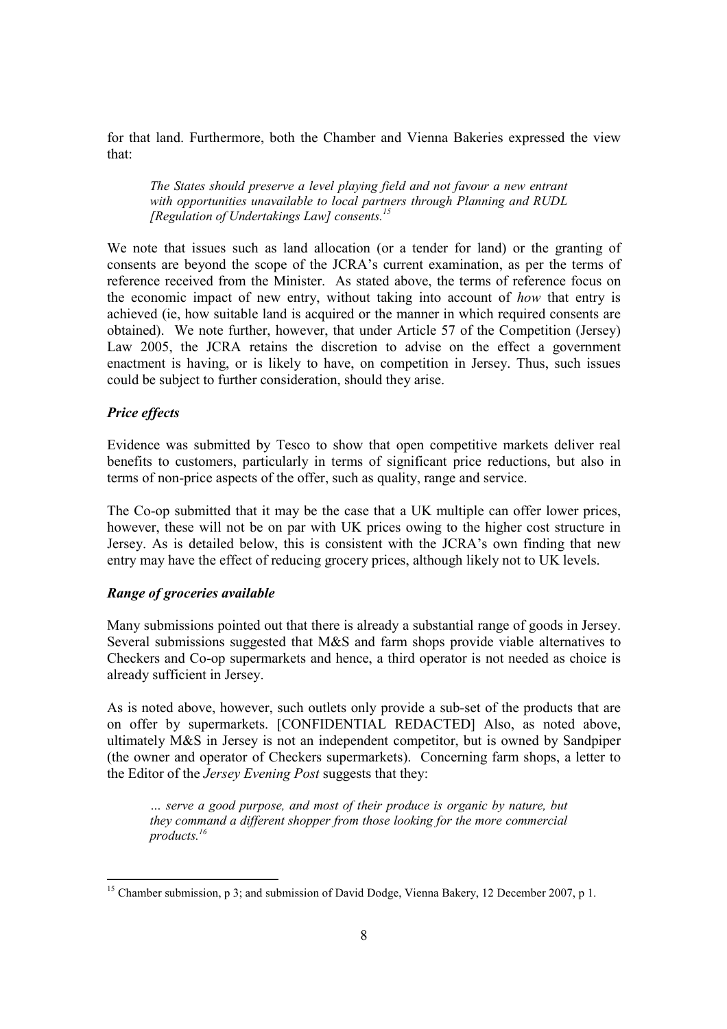for that land. Furthermore, both the Chamber and Vienna Bakeries expressed the view that:

> *The States should preserve a level playing field and not favour a new entrant with opportunities unavailable to local partners through Planning and RUDL [Regulation of Undertakings Law] consents.*[15]

We note that issues such as land allocation (or a tender for land) or the granting of consents are beyond the scope of the JCRA's current examination, as per the terms of reference received from the Minister. As stated above, the terms of reference focus on the economic impact of new entry, without taking into account of *how* that entry is achieved (ie, how suitable land is acquired or the manner in which required consents are obtained). We note further, however, that under Article 57 of the Competition (Jersey) Law 2005, the JCRA retains the discretion to advise on the effect a government enactment is having, or is likely to have, on competition in Jersey. Thus, such issues could be subject to further consideration, should they arise.

### *Price effects*

Evidence was submitted by Tesco to show that open competitive markets deliver real benefits to customers, particularly in terms of significant price reductions, but also in terms of non-price aspects of the offer, such as quality, range and service.

The Co-op submitted that it may be the case that a UK multiple can offer lower prices, however, these will not be on par with UK prices owing to the higher cost structure in Jersey. As is detailed below, this is consistent with the JCRA's own finding that new entry may have the effect of reducing grocery prices, although likely not to UK levels.

### *Range of groceries available*

Many submissions pointed out that there is already a substantial range of goods in Jersey. Several submissions suggested that M&S and farm shops provide viable alternatives to Checkers and Co-op supermarkets and hence, a third operator is not needed as choice is already sufficient in Jersey.

As is noted above, however, such outlets only provide a sub-set of the products that are on offer by supermarkets. [CONFIDENTIAL REDACTED] Also, as noted above, ultimately M&S in Jersey is not an independent competitor, but is owned by Sandpiper (the owner and operator of Checkers supermarkets). Concerning farm shops, a letter to the Editor of the *Jersey Evening Post* suggests that they:

> *… serve a good purpose, and most of their produce is organic by nature, but they command a different shopper from those looking for the more commercial products.*[16]

---

[15] Chamber submission, p 3; and submission of David Dodge, Vienna Bakery, 12 December 2007, p 1.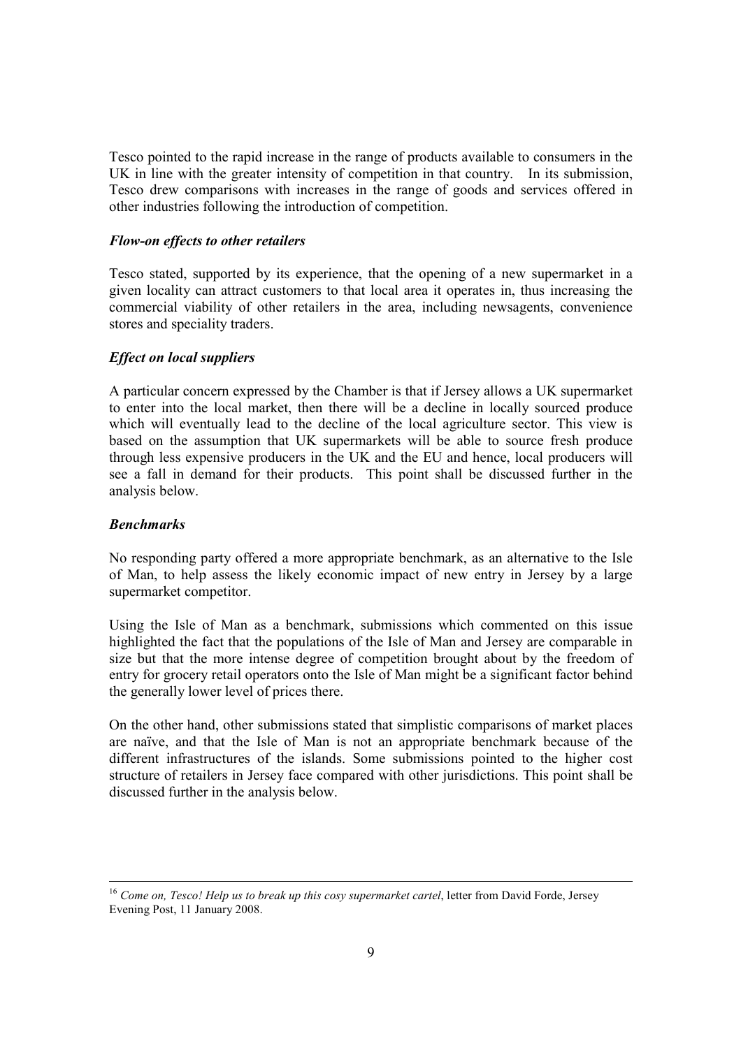Tesco pointed to the rapid increase in the range of products available to consumers in the UK in line with the greater intensity of competition in that country. In its submission, Tesco drew comparisons with increases in the range of goods and services offered in other industries following the introduction of competition.

***Flow-on effects to other retailers***

Tesco stated, supported by its experience, that the opening of a new supermarket in a given locality can attract customers to that local area it operates in, thus increasing the commercial viability of other retailers in the area, including newsagents, convenience stores and speciality traders.

***Effect on local suppliers***

A particular concern expressed by the Chamber is that if Jersey allows a UK supermarket to enter into the local market, then there will be a decline in locally sourced produce which will eventually lead to the decline of the local agriculture sector. This view is based on the assumption that UK supermarkets will be able to source fresh produce through less expensive producers in the UK and the EU and hence, local producers will see a fall in demand for their products. This point shall be discussed further in the analysis below.

***Benchmarks***

No responding party offered a more appropriate benchmark, as an alternative to the Isle of Man, to help assess the likely economic impact of new entry in Jersey by a large supermarket competitor.

Using the Isle of Man as a benchmark, submissions which commented on this issue highlighted the fact that the populations of the Isle of Man and Jersey are comparable in size but that the more intense degree of competition brought about by the freedom of entry for grocery retail operators onto the Isle of Man might be a significant factor behind the generally lower level of prices there.

On the other hand, other submissions stated that simplistic comparisons of market places are naïve, and that the Isle of Man is not an appropriate benchmark because of the different infrastructures of the islands. Some submissions pointed to the higher cost structure of retailers in Jersey face compared with other jurisdictions. This point shall be discussed further in the analysis below.

---

[16] *Come on, Tesco! Help us to break up this cosy supermarket cartel*, letter from David Forde, Jersey Evening Post, 11 January 2008.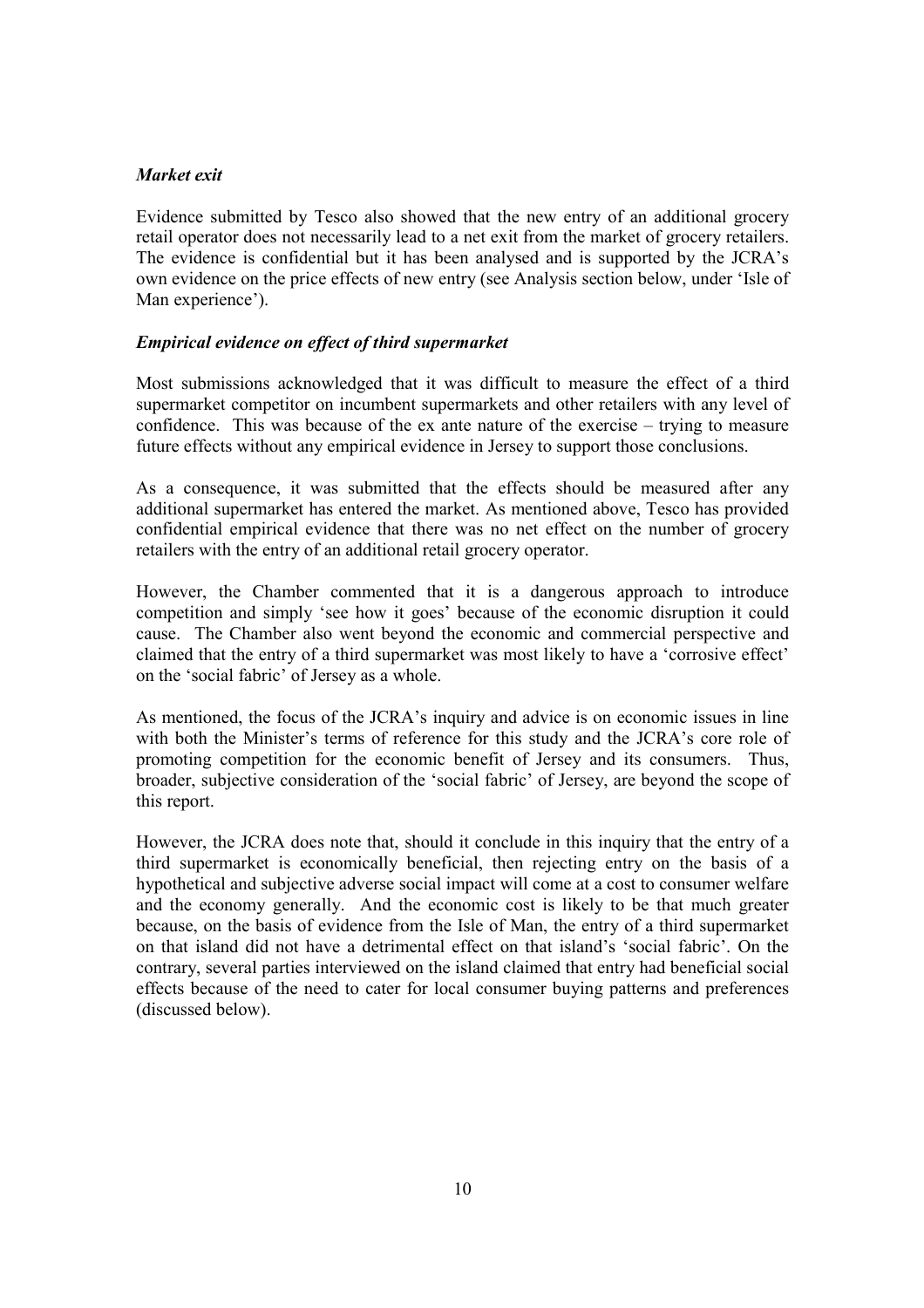### *Market exit*

Evidence submitted by Tesco also showed that the new entry of an additional grocery retail operator does not necessarily lead to a net exit from the market of grocery retailers. The evidence is confidential but it has been analysed and is supported by the JCRA's own evidence on the price effects of new entry (see Analysis section below, under 'Isle of Man experience').

### *Empirical evidence on effect of third supermarket*

Most submissions acknowledged that it was difficult to measure the effect of a third supermarket competitor on incumbent supermarkets and other retailers with any level of confidence. This was because of the ex ante nature of the exercise – trying to measure future effects without any empirical evidence in Jersey to support those conclusions.

As a consequence, it was submitted that the effects should be measured after any additional supermarket has entered the market. As mentioned above, Tesco has provided confidential empirical evidence that there was no net effect on the number of grocery retailers with the entry of an additional retail grocery operator.

However, the Chamber commented that it is a dangerous approach to introduce competition and simply 'see how it goes' because of the economic disruption it could cause. The Chamber also went beyond the economic and commercial perspective and claimed that the entry of a third supermarket was most likely to have a 'corrosive effect' on the 'social fabric' of Jersey as a whole.

As mentioned, the focus of the JCRA's inquiry and advice is on economic issues in line with both the Minister's terms of reference for this study and the JCRA's core role of promoting competition for the economic benefit of Jersey and its consumers. Thus, broader, subjective consideration of the 'social fabric' of Jersey, are beyond the scope of this report.

However, the JCRA does note that, should it conclude in this inquiry that the entry of a third supermarket is economically beneficial, then rejecting entry on the basis of a hypothetical and subjective adverse social impact will come at a cost to consumer welfare and the economy generally. And the economic cost is likely to be that much greater because, on the basis of evidence from the Isle of Man, the entry of a third supermarket on that island did not have a detrimental effect on that island's 'social fabric'. On the contrary, several parties interviewed on the island claimed that entry had beneficial social effects because of the need to cater for local consumer buying patterns and preferences (discussed below).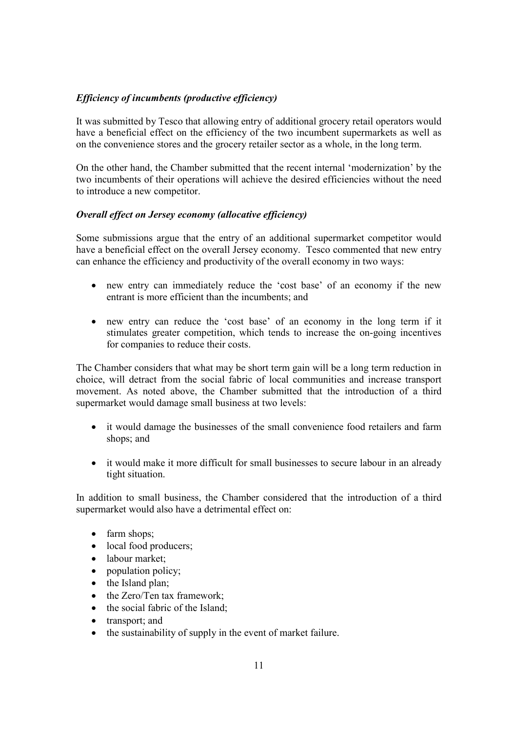### *Efficiency of incumbents (productive efficiency)*

It was submitted by Tesco that allowing entry of additional grocery retail operators would have a beneficial effect on the efficiency of the two incumbent supermarkets as well as on the convenience stores and the grocery retailer sector as a whole, in the long term.

On the other hand, the Chamber submitted that the recent internal 'modernization' by the two incumbents of their operations will achieve the desired efficiencies without the need to introduce a new competitor.

### *Overall effect on Jersey economy (allocative efficiency)*

Some submissions argue that the entry of an additional supermarket competitor would have a beneficial effect on the overall Jersey economy. Tesco commented that new entry can enhance the efficiency and productivity of the overall economy in two ways:

- new entry can immediately reduce the 'cost base' of an economy if the new entrant is more efficient than the incumbents; and
- new entry can reduce the 'cost base' of an economy in the long term if it stimulates greater competition, which tends to increase the on-going incentives for companies to reduce their costs.

The Chamber considers that what may be short term gain will be a long term reduction in choice, will detract from the social fabric of local communities and increase transport movement. As noted above, the Chamber submitted that the introduction of a third supermarket would damage small business at two levels:

- it would damage the businesses of the small convenience food retailers and farm shops; and
- it would make it more difficult for small businesses to secure labour in an already tight situation.

In addition to small business, the Chamber considered that the introduction of a third supermarket would also have a detrimental effect on:

- farm shops;
- local food producers;
- labour market;
- population policy;
- the Island plan;
- the Zero/Ten tax framework;
- the social fabric of the Island;
- transport; and
- the sustainability of supply in the event of market failure.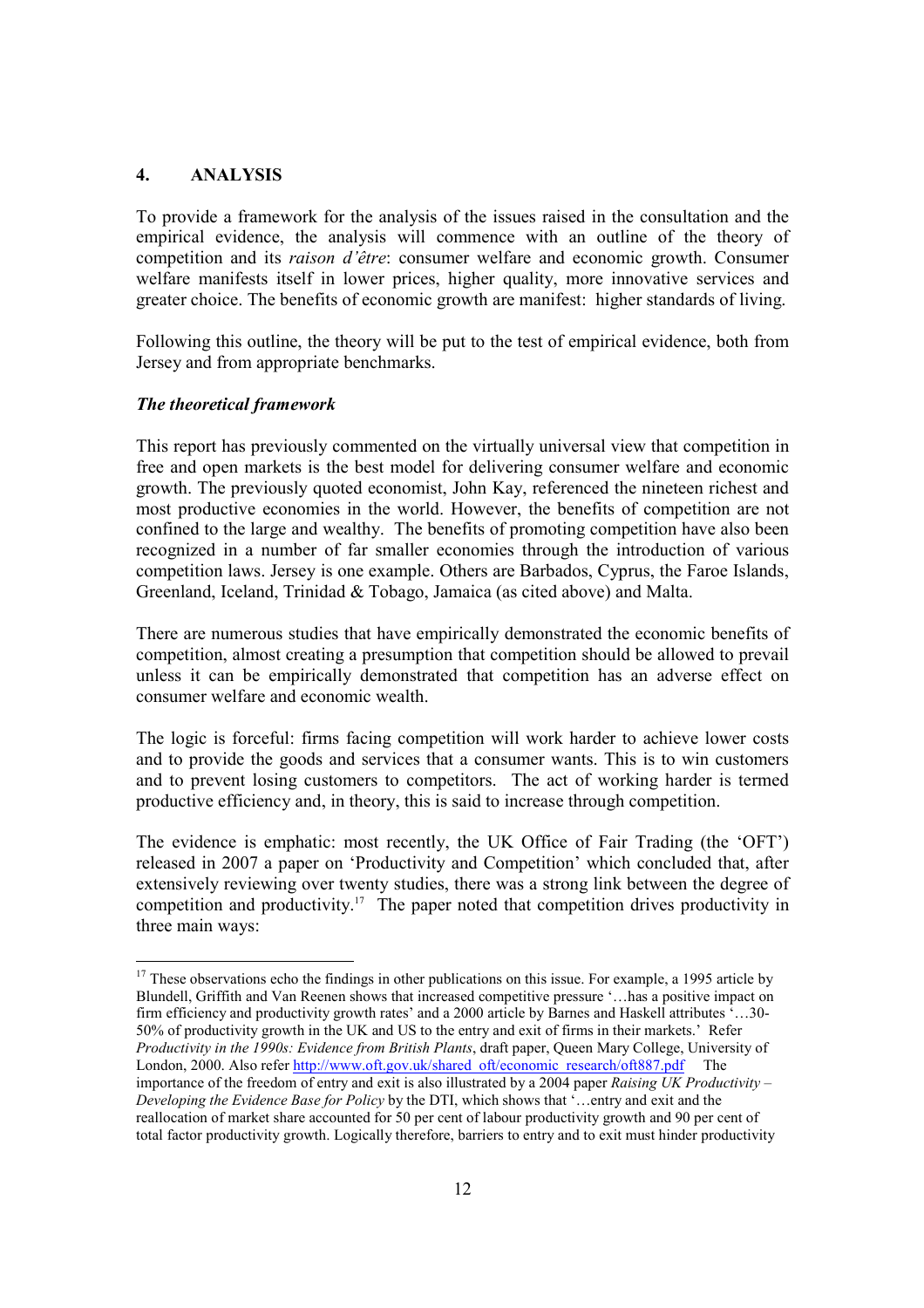## 4. ANALYSIS

To provide a framework for the analysis of the issues raised in the consultation and the empirical evidence, the analysis will commence with an outline of the theory of competition and its *raison d'être*: consumer welfare and economic growth. Consumer welfare manifests itself in lower prices, higher quality, more innovative services and greater choice. The benefits of economic growth are manifest: higher standards of living.

Following this outline, the theory will be put to the test of empirical evidence, both from Jersey and from appropriate benchmarks.

### *The theoretical framework*

This report has previously commented on the virtually universal view that competition in free and open markets is the best model for delivering consumer welfare and economic growth. The previously quoted economist, John Kay, referenced the nineteen richest and most productive economies in the world. However, the benefits of competition are not confined to the large and wealthy. The benefits of promoting competition have also been recognized in a number of far smaller economies through the introduction of various competition laws. Jersey is one example. Others are Barbados, Cyprus, the Faroe Islands, Greenland, Iceland, Trinidad & Tobago, Jamaica (as cited above) and Malta.

There are numerous studies that have empirically demonstrated the economic benefits of competition, almost creating a presumption that competition should be allowed to prevail unless it can be empirically demonstrated that competition has an adverse effect on consumer welfare and economic wealth.

The logic is forceful: firms facing competition will work harder to achieve lower costs and to provide the goods and services that a consumer wants. This is to win customers and to prevent losing customers to competitors. The act of working harder is termed productive efficiency and, in theory, this is said to increase through competition.

The evidence is emphatic: most recently, the UK Office of Fair Trading (the 'OFT') released in 2007 a paper on 'Productivity and Competition' which concluded that, after extensively reviewing over twenty studies, there was a strong link between the degree of competition and productivity.[17] The paper noted that competition drives productivity in three main ways:

---

[17] These observations echo the findings in other publications on this issue. For example, a 1995 article by Blundell, Griffith and Van Reenen shows that increased competitive pressure '…has a positive impact on firm efficiency and productivity growth rates' and a 2000 article by Barnes and Haskell attributes '…30-50% of productivity growth in the UK and US to the entry and exit of firms in their markets.' Refer *Productivity in the 1990s: Evidence from British Plants*, draft paper, Queen Mary College, University of London, 2000. Also refer http://www.oft.gov.uk/shared_oft/economic_research/oft887.pdf The importance of the freedom of entry and exit is also illustrated by a 2004 paper *Raising UK Productivity – Developing the Evidence Base for Policy* by the DTI, which shows that '…entry and exit and the reallocation of market share accounted for 50 per cent of labour productivity growth and 90 per cent of total factor productivity growth. Logically therefore, barriers to entry and to exit must hinder productivity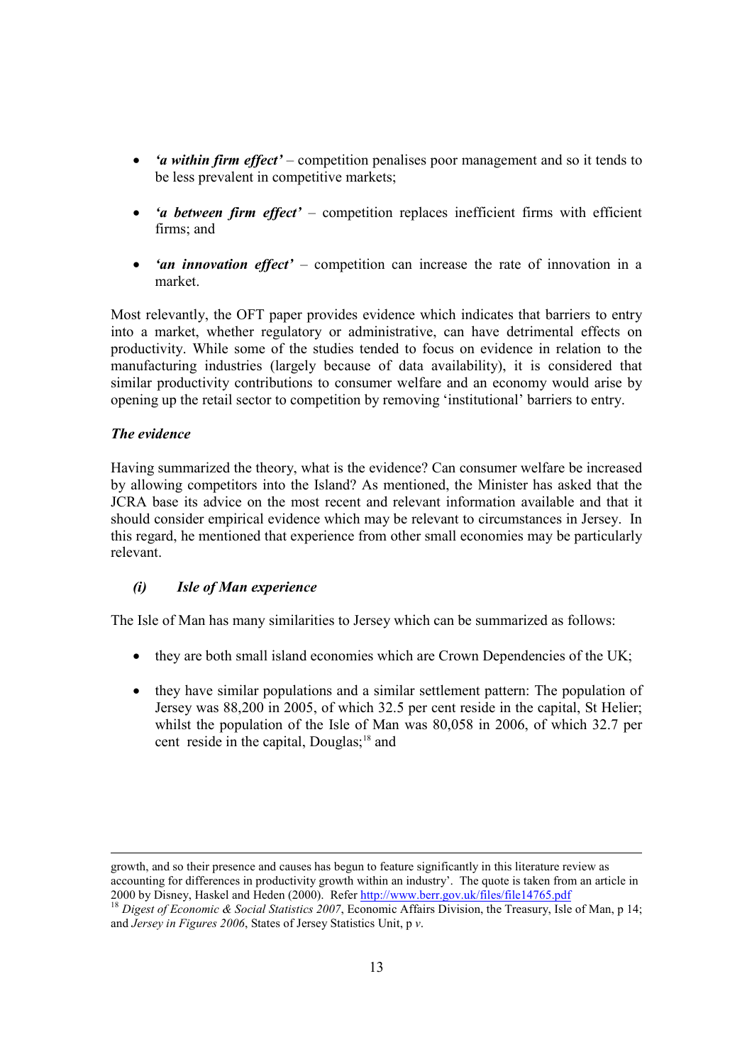- ***'a within firm effect'*** – competition penalises poor management and so it tends to be less prevalent in competitive markets;

- ***'a between firm effect'*** – competition replaces inefficient firms with efficient firms; and

- ***'an innovation effect'*** – competition can increase the rate of innovation in a market.

Most relevantly, the OFT paper provides evidence which indicates that barriers to entry into a market, whether regulatory or administrative, can have detrimental effects on productivity. While some of the studies tended to focus on evidence in relation to the manufacturing industries (largely because of data availability), it is considered that similar productivity contributions to consumer welfare and an economy would arise by opening up the retail sector to competition by removing 'institutional' barriers to entry.

***The evidence***

Having summarized the theory, what is the evidence? Can consumer welfare be increased by allowing competitors into the Island? As mentioned, the Minister has asked that the JCRA base its advice on the most recent and relevant information available and that it should consider empirical evidence which may be relevant to circumstances in Jersey. In this regard, he mentioned that experience from other small economies may be particularly relevant.

***(i) Isle of Man experience***

The Isle of Man has many similarities to Jersey which can be summarized as follows:

- they are both small island economies which are Crown Dependencies of the UK;

- they have similar populations and a similar settlement pattern: The population of Jersey was 88,200 in 2005, of which 32.5 per cent reside in the capital, St Helier; whilst the population of the Isle of Man was 80,058 in 2006, of which 32.7 per cent reside in the capital, Douglas;[18] and

---

growth, and so their presence and causes has begun to feature significantly in this literature review as accounting for differences in productivity growth within an industry'. The quote is taken from an article in 2000 by Disney, Haskel and Heden (2000). Refer http://www.berr.gov.uk/files/file14765.pdf

[18] *Digest of Economic & Social Statistics 2007*, Economic Affairs Division, the Treasury, Isle of Man, p 14; and *Jersey in Figures 2006*, States of Jersey Statistics Unit, p *v*.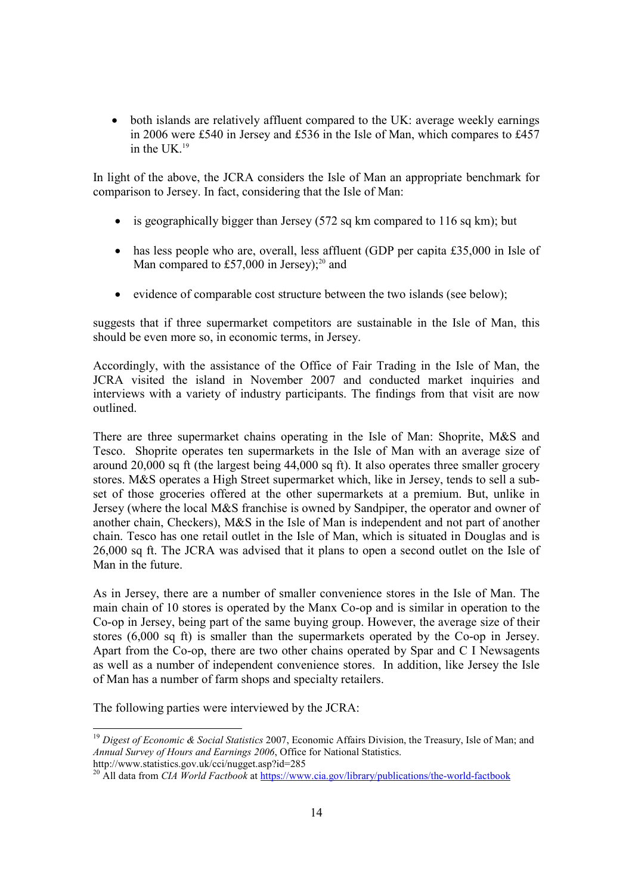- both islands are relatively affluent compared to the UK: average weekly earnings in 2006 were £540 in Jersey and £536 in the Isle of Man, which compares to £457 in the UK.[19]

In light of the above, the JCRA considers the Isle of Man an appropriate benchmark for comparison to Jersey. In fact, considering that the Isle of Man:

- is geographically bigger than Jersey (572 sq km compared to 116 sq km); but
- has less people who are, overall, less affluent (GDP per capita £35,000 in Isle of Man compared to £57,000 in Jersey);[20] and
- evidence of comparable cost structure between the two islands (see below);

suggests that if three supermarket competitors are sustainable in the Isle of Man, this should be even more so, in economic terms, in Jersey.

Accordingly, with the assistance of the Office of Fair Trading in the Isle of Man, the JCRA visited the island in November 2007 and conducted market inquiries and interviews with a variety of industry participants. The findings from that visit are now outlined.

There are three supermarket chains operating in the Isle of Man: Shoprite, M&S and Tesco. Shoprite operates ten supermarkets in the Isle of Man with an average size of around 20,000 sq ft (the largest being 44,000 sq ft). It also operates three smaller grocery stores. M&S operates a High Street supermarket which, like in Jersey, tends to sell a sub-set of those groceries offered at the other supermarkets at a premium. But, unlike in Jersey (where the local M&S franchise is owned by Sandpiper, the operator and owner of another chain, Checkers), M&S in the Isle of Man is independent and not part of another chain. Tesco has one retail outlet in the Isle of Man, which is situated in Douglas and is 26,000 sq ft. The JCRA was advised that it plans to open a second outlet on the Isle of Man in the future.

As in Jersey, there are a number of smaller convenience stores in the Isle of Man. The main chain of 10 stores is operated by the Manx Co-op and is similar in operation to the Co-op in Jersey, being part of the same buying group. However, the average size of their stores (6,000 sq ft) is smaller than the supermarkets operated by the Co-op in Jersey. Apart from the Co-op, there are two other chains operated by Spar and C I Newsagents as well as a number of independent convenience stores. In addition, like Jersey the Isle of Man has a number of farm shops and specialty retailers.

The following parties were interviewed by the JCRA:

---

[19] *Digest of Economic & Social Statistics* 2007, Economic Affairs Division, the Treasury, Isle of Man; and *Annual Survey of Hours and Earnings 2006*, Office for National Statistics. http://www.statistics.gov.uk/cci/nugget.asp?id=285

[20] All data from *CIA World Factbook* at https://www.cia.gov/library/publications/the-world-factbook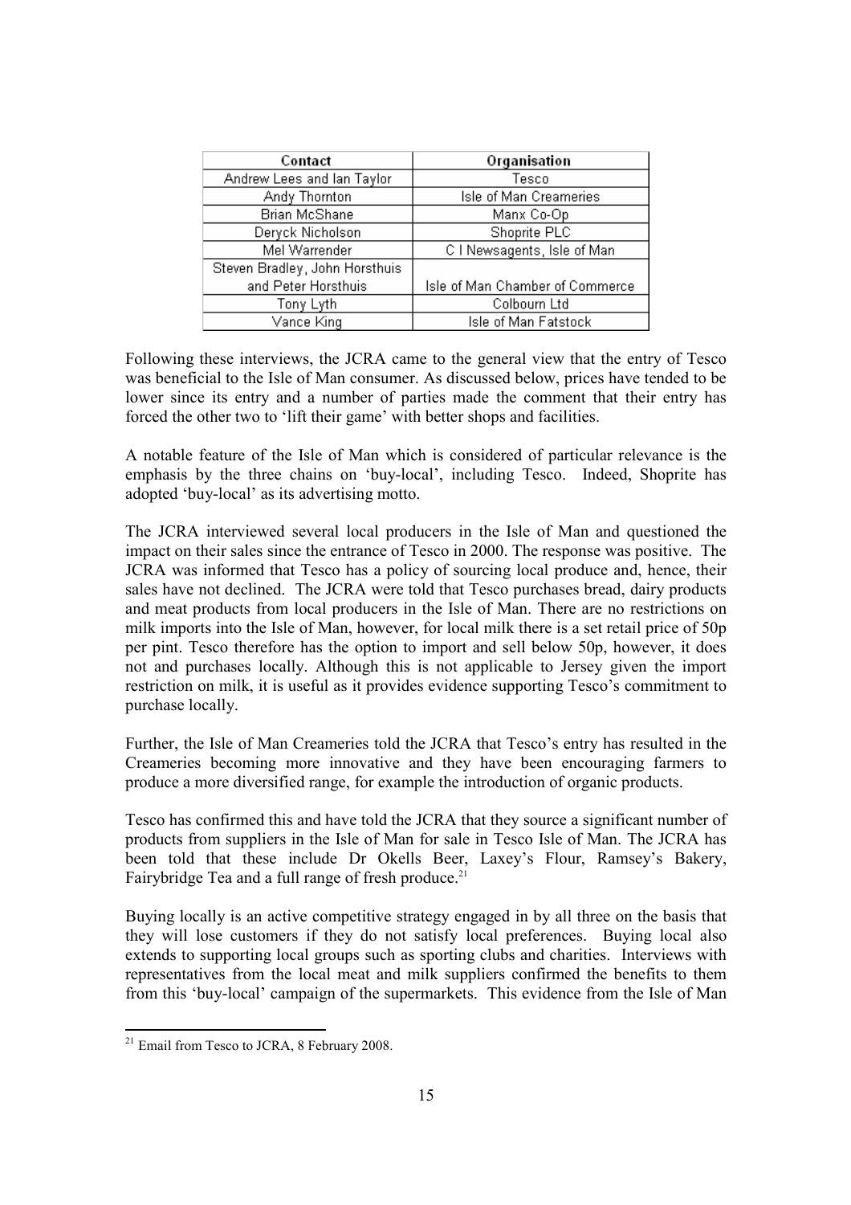| Contact | Organisation |
|---|---|
| Andrew Lees and Ian Taylor | Tesco |
| Andy Thornton | Isle of Man Creameries |
| Brian McShane | Manx Co-Op |
| Deryck Nicholson | Shoprite PLC |
| Mel Warrender | C I Newsagents, Isle of Man |
| Steven Bradley, John Horsthuis and Peter Horsthuis | Isle of Man Chamber of Commerce |
| Tony Lyth | Colbourn Ltd |
| Vance King | Isle of Man Fatstock |

Following these interviews, the JCRA came to the general view that the entry of Tesco was beneficial to the Isle of Man consumer. As discussed below, prices have tended to be lower since its entry and a number of parties made the comment that their entry has forced the other two to 'lift their game' with better shops and facilities.

A notable feature of the Isle of Man which is considered of particular relevance is the emphasis by the three chains on 'buy-local', including Tesco. Indeed, Shoprite has adopted 'buy-local' as its advertising motto.

The JCRA interviewed several local producers in the Isle of Man and questioned the impact on their sales since the entrance of Tesco in 2000. The response was positive. The JCRA was informed that Tesco has a policy of sourcing local produce and, hence, their sales have not declined. The JCRA were told that Tesco purchases bread, dairy products and meat products from local producers in the Isle of Man. There are no restrictions on milk imports into the Isle of Man, however, for local milk there is a set retail price of 50p per pint. Tesco therefore has the option to import and sell below 50p, however, it does not and purchases locally. Although this is not applicable to Jersey given the import restriction on milk, it is useful as it provides evidence supporting Tesco's commitment to purchase locally.

Further, the Isle of Man Creameries told the JCRA that Tesco's entry has resulted in the Creameries becoming more innovative and they have been encouraging farmers to produce a more diversified range, for example the introduction of organic products.

Tesco has confirmed this and have told the JCRA that they source a significant number of products from suppliers in the Isle of Man for sale in Tesco Isle of Man. The JCRA has been told that these include Dr Okells Beer, Laxey's Flour, Ramsey's Bakery, Fairybridge Tea and a full range of fresh produce.[21]

Buying locally is an active competitive strategy engaged in by all three on the basis that they will lose customers if they do not satisfy local preferences. Buying local also extends to supporting local groups such as sporting clubs and charities. Interviews with representatives from the local meat and milk suppliers confirmed the benefits to them from this 'buy-local' campaign of the supermarkets. This evidence from the Isle of Man

[21] Email from Tesco to JCRA, 8 February 2008.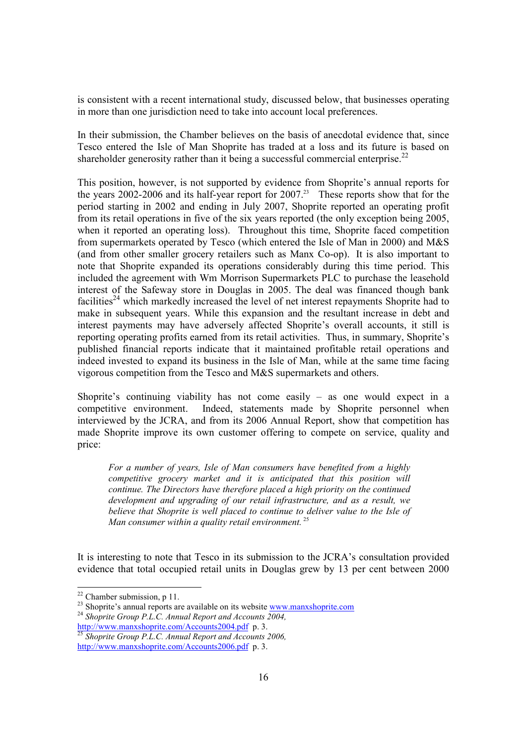is consistent with a recent international study, discussed below, that businesses operating in more than one jurisdiction need to take into account local preferences.

In their submission, the Chamber believes on the basis of anecdotal evidence that, since Tesco entered the Isle of Man Shoprite has traded at a loss and its future is based on shareholder generosity rather than it being a successful commercial enterprise.[22]

This position, however, is not supported by evidence from Shoprite's annual reports for the years 2002-2006 and its half-year report for 2007.[23] These reports show that for the period starting in 2002 and ending in July 2007, Shoprite reported an operating profit from its retail operations in five of the six years reported (the only exception being 2005, when it reported an operating loss). Throughout this time, Shoprite faced competition from supermarkets operated by Tesco (which entered the Isle of Man in 2000) and M&S (and from other smaller grocery retailers such as Manx Co-op). It is also important to note that Shoprite expanded its operations considerably during this time period. This included the agreement with Wm Morrison Supermarkets PLC to purchase the leasehold interest of the Safeway store in Douglas in 2005. The deal was financed though bank facilities[24] which markedly increased the level of net interest repayments Shoprite had to make in subsequent years. While this expansion and the resultant increase in debt and interest payments may have adversely affected Shoprite's overall accounts, it still is reporting operating profits earned from its retail activities. Thus, in summary, Shoprite's published financial reports indicate that it maintained profitable retail operations and indeed invested to expand its business in the Isle of Man, while at the same time facing vigorous competition from the Tesco and M&S supermarkets and others.

Shoprite's continuing viability has not come easily – as one would expect in a competitive environment. Indeed, statements made by Shoprite personnel when interviewed by the JCRA, and from its 2006 Annual Report, show that competition has made Shoprite improve its own customer offering to compete on service, quality and price:

> *For a number of years, Isle of Man consumers have benefited from a highly competitive grocery market and it is anticipated that this position will continue. The Directors have therefore placed a high priority on the continued development and upgrading of our retail infrastructure, and as a result, we believe that Shoprite is well placed to continue to deliver value to the Isle of Man consumer within a quality retail environment.*[25]

It is interesting to note that Tesco in its submission to the JCRA's consultation provided evidence that total occupied retail units in Douglas grew by 13 per cent between 2000

---

[22] Chamber submission, p 11.

[23] Shoprite's annual reports are available on its website www.manxshoprite.com

[24] *Shoprite Group P.L.C. Annual Report and Accounts 2004,* http://www.manxshoprite.com/Accounts2004.pdf p. 3.

[25] *Shoprite Group P.L.C. Annual Report and Accounts 2006,* http://www.manxshoprite.com/Accounts2006.pdf p. 3.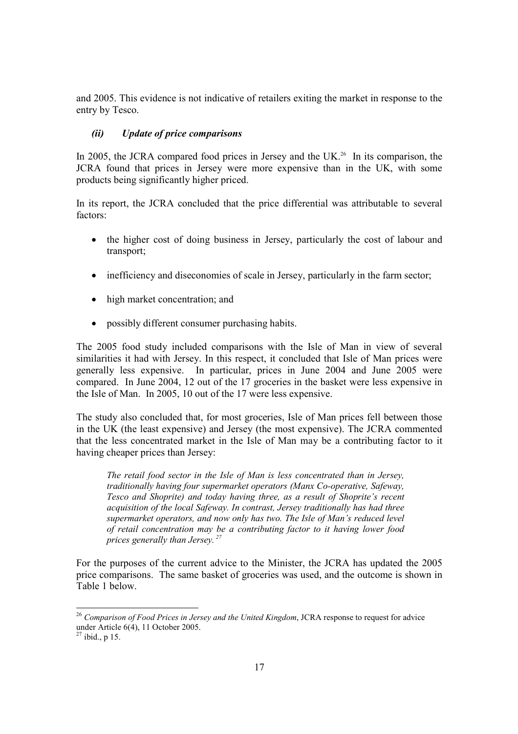and 2005. This evidence is not indicative of retailers exiting the market in response to the entry by Tesco.

### *(ii) Update of price comparisons*

In 2005, the JCRA compared food prices in Jersey and the UK.[26] In its comparison, the JCRA found that prices in Jersey were more expensive than in the UK, with some products being significantly higher priced.

In its report, the JCRA concluded that the price differential was attributable to several factors:

- the higher cost of doing business in Jersey, particularly the cost of labour and transport;
- inefficiency and diseconomies of scale in Jersey, particularly in the farm sector;
- high market concentration; and
- possibly different consumer purchasing habits.

The 2005 food study included comparisons with the Isle of Man in view of several similarities it had with Jersey. In this respect, it concluded that Isle of Man prices were generally less expensive. In particular, prices in June 2004 and June 2005 were compared. In June 2004, 12 out of the 17 groceries in the basket were less expensive in the Isle of Man. In 2005, 10 out of the 17 were less expensive.

The study also concluded that, for most groceries, Isle of Man prices fell between those in the UK (the least expensive) and Jersey (the most expensive). The JCRA commented that the less concentrated market in the Isle of Man may be a contributing factor to it having cheaper prices than Jersey:

> *The retail food sector in the Isle of Man is less concentrated than in Jersey, traditionally having four supermarket operators (Manx Co-operative, Safeway, Tesco and Shoprite) and today having three, as a result of Shoprite's recent acquisition of the local Safeway. In contrast, Jersey traditionally has had three supermarket operators, and now only has two. The Isle of Man's reduced level of retail concentration may be a contributing factor to it having lower food prices generally than Jersey.*[27]

For the purposes of the current advice to the Minister, the JCRA has updated the 2005 price comparisons. The same basket of groceries was used, and the outcome is shown in Table 1 below.

---

[26] *Comparison of Food Prices in Jersey and the United Kingdom*, JCRA response to request for advice under Article 6(4), 11 October 2005.

[27] ibid., p 15.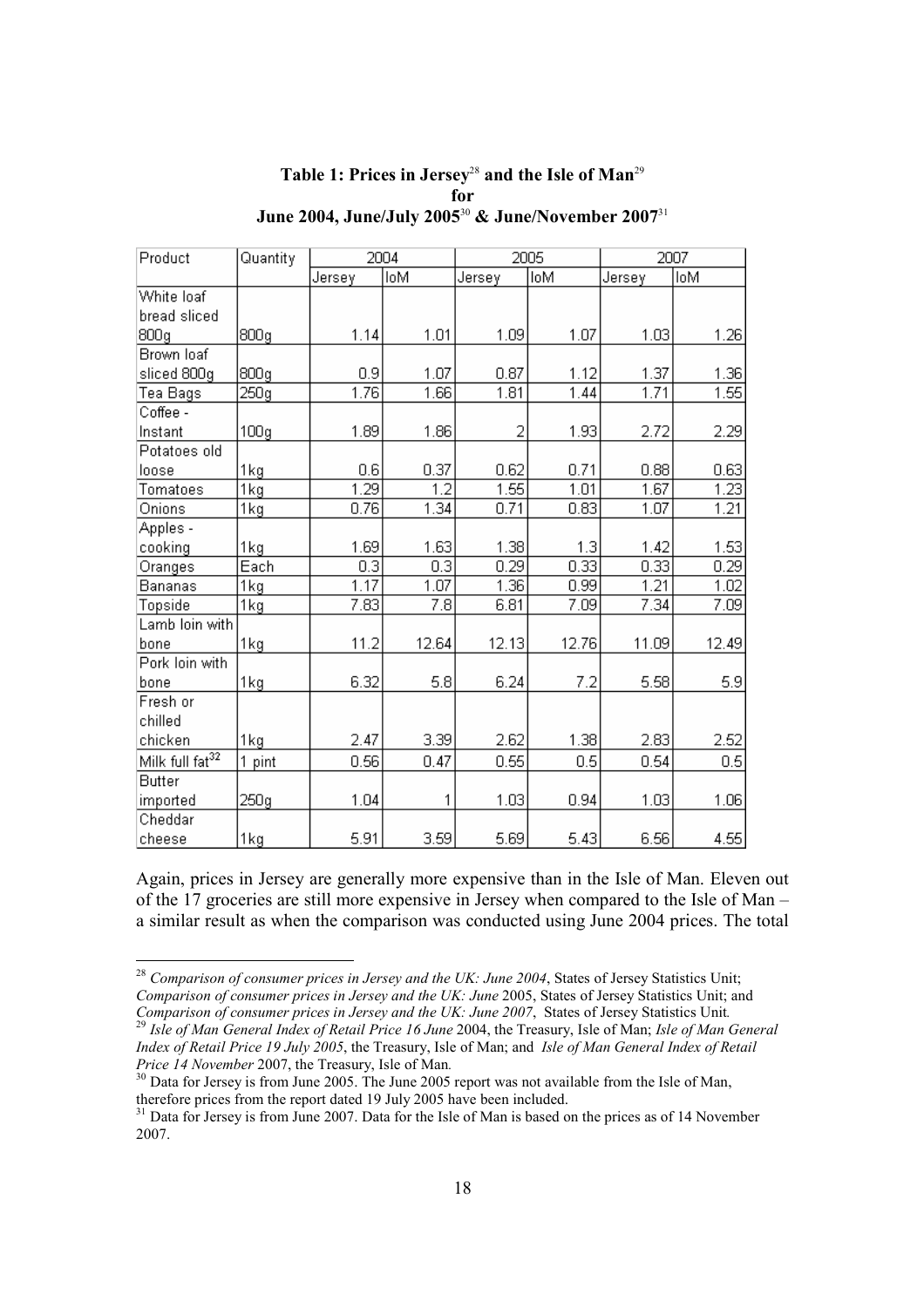**Table 1: Prices in Jersey[28] and the Isle of Man[29] for June 2004, June/July 2005[30] & June/November 2007[31]**

| Product | Quantity | 2004 | | 2005 | | 2007 | |
|---|---|---|---|---|---|---|---|
| | | Jersey | IoM | Jersey | IoM | Jersey | IoM |
| White loaf bread sliced 800g | 800g | 1.14 | 1.01 | 1.09 | 1.07 | 1.03 | 1.26 |
| Brown loaf sliced 800g | 800g | 0.9 | 1.07 | 0.87 | 1.12 | 1.37 | 1.36 |
| Tea Bags | 250g | 1.76 | 1.66 | 1.81 | 1.44 | 1.71 | 1.55 |
| Coffee - Instant | 100g | 1.89 | 1.86 | 2 | 1.93 | 2.72 | 2.29 |
| Potatoes old loose | 1kg | 0.6 | 0.37 | 0.62 | 0.71 | 0.88 | 0.63 |
| Tomatoes | 1kg | 1.29 | 1.2 | 1.55 | 1.01 | 1.67 | 1.23 |
| Onions | 1kg | 0.76 | 1.34 | 0.71 | 0.83 | 1.07 | 1.21 |
| Apples - cooking | 1kg | 1.69 | 1.63 | 1.38 | 1.3 | 1.42 | 1.53 |
| Oranges | Each | 0.3 | 0.3 | 0.29 | 0.33 | 0.33 | 0.29 |
| Bananas | 1kg | 1.17 | 1.07 | 1.36 | 0.99 | 1.21 | 1.02 |
| Topside | 1kg | 7.83 | 7.8 | 6.81 | 7.09 | 7.34 | 7.09 |
| Lamb loin with bone | 1kg | 11.2 | 12.64 | 12.13 | 12.76 | 11.09 | 12.49 |
| Pork loin with bone | 1kg | 6.32 | 5.8 | 6.24 | 7.2 | 5.58 | 5.9 |
| Fresh or chilled chicken | 1kg | 2.47 | 3.39 | 2.62 | 1.38 | 2.83 | 2.52 |
| Milk full fat[32] | 1 pint | 0.56 | 0.47 | 0.55 | 0.5 | 0.54 | 0.5 |
| Butter imported | 250g | 1.04 | 1 | 1.03 | 0.94 | 1.03 | 1.06 |
| Cheddar cheese | 1kg | 5.91 | 3.59 | 5.69 | 5.43 | 6.56 | 4.55 |

Again, prices in Jersey are generally more expensive than in the Isle of Man. Eleven out of the 17 groceries are still more expensive in Jersey when compared to the Isle of Man – a similar result as when the comparison was conducted using June 2004 prices. The total

---

[28] *Comparison of consumer prices in Jersey and the UK: June 2004*, States of Jersey Statistics Unit; *Comparison of consumer prices in Jersey and the UK: June* 2005, States of Jersey Statistics Unit; and *Comparison of consumer prices in Jersey and the UK: June 2007*, States of Jersey Statistics Unit.

[29] *Isle of Man General Index of Retail Price 16 June* 2004, the Treasury, Isle of Man; *Isle of Man General Index of Retail Price 19 July 2005*, the Treasury, Isle of Man; and *Isle of Man General Index of Retail Price 14 November* 2007, the Treasury, Isle of Man.

[30] Data for Jersey is from June 2005. The June 2005 report was not available from the Isle of Man, therefore prices from the report dated 19 July 2005 have been included.

[31] Data for Jersey is from June 2007. Data for the Isle of Man is based on the prices as of 14 November 2007.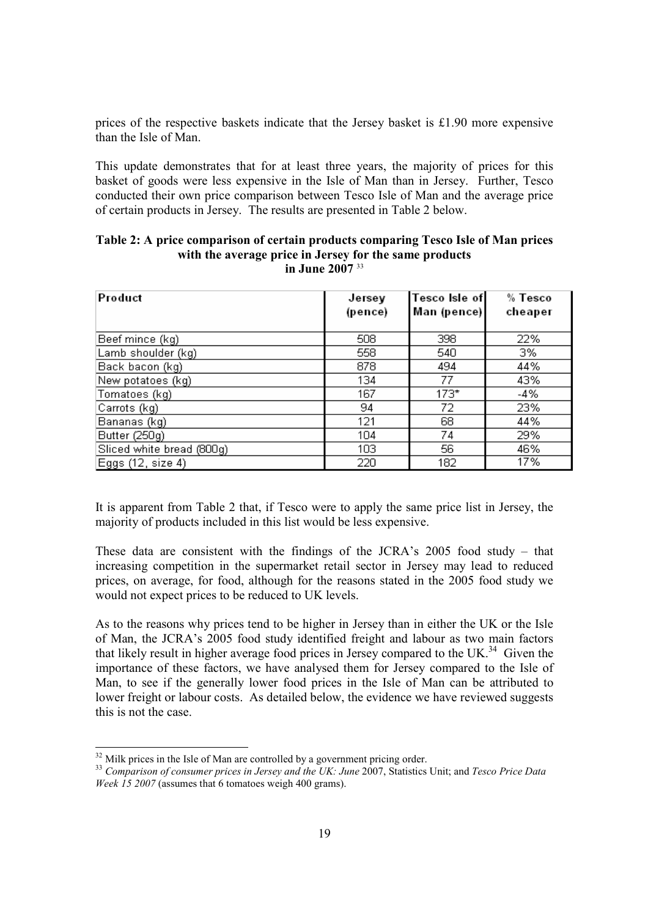prices of the respective baskets indicate that the Jersey basket is £1.90 more expensive than the Isle of Man.

This update demonstrates that for at least three years, the majority of prices for this basket of goods were less expensive in the Isle of Man than in Jersey. Further, Tesco conducted their own price comparison between Tesco Isle of Man and the average price of certain products in Jersey. The results are presented in Table 2 below.

**Table 2: A price comparison of certain products comparing Tesco Isle of Man prices with the average price in Jersey for the same products in June 2007** [33]

| Product | Jersey (pence) | Tesco Isle of Man (pence) | % Tesco cheaper |
|---|---|---|---|
| Beef mince (kg) | 508 | 398 | 22% |
| Lamb shoulder (kg) | 558 | 540 | 3% |
| Back bacon (kg) | 878 | 494 | 44% |
| New potatoes (kg) | 134 | 77 | 43% |
| Tomatoes (kg) | 167 | 173* | -4% |
| Carrots (kg) | 94 | 72 | 23% |
| Bananas (kg) | 121 | 68 | 44% |
| Butter (250g) | 104 | 74 | 29% |
| Sliced white bread (800g) | 103 | 56 | 46% |
| Eggs (12, size 4) | 220 | 182 | 17% |

It is apparent from Table 2 that, if Tesco were to apply the same price list in Jersey, the majority of products included in this list would be less expensive.

These data are consistent with the findings of the JCRA's 2005 food study – that increasing competition in the supermarket retail sector in Jersey may lead to reduced prices, on average, for food, although for the reasons stated in the 2005 food study we would not expect prices to be reduced to UK levels.

As to the reasons why prices tend to be higher in Jersey than in either the UK or the Isle of Man, the JCRA's 2005 food study identified freight and labour as two main factors that likely result in higher average food prices in Jersey compared to the UK.[34] Given the importance of these factors, we have analysed them for Jersey compared to the Isle of Man, to see if the generally lower food prices in the Isle of Man can be attributed to lower freight or labour costs. As detailed below, the evidence we have reviewed suggests this is not the case.

---

[32] Milk prices in the Isle of Man are controlled by a government pricing order.

[33] *Comparison of consumer prices in Jersey and the UK: June* 2007, Statistics Unit; and *Tesco Price Data Week 15 2007* (assumes that 6 tomatoes weigh 400 grams).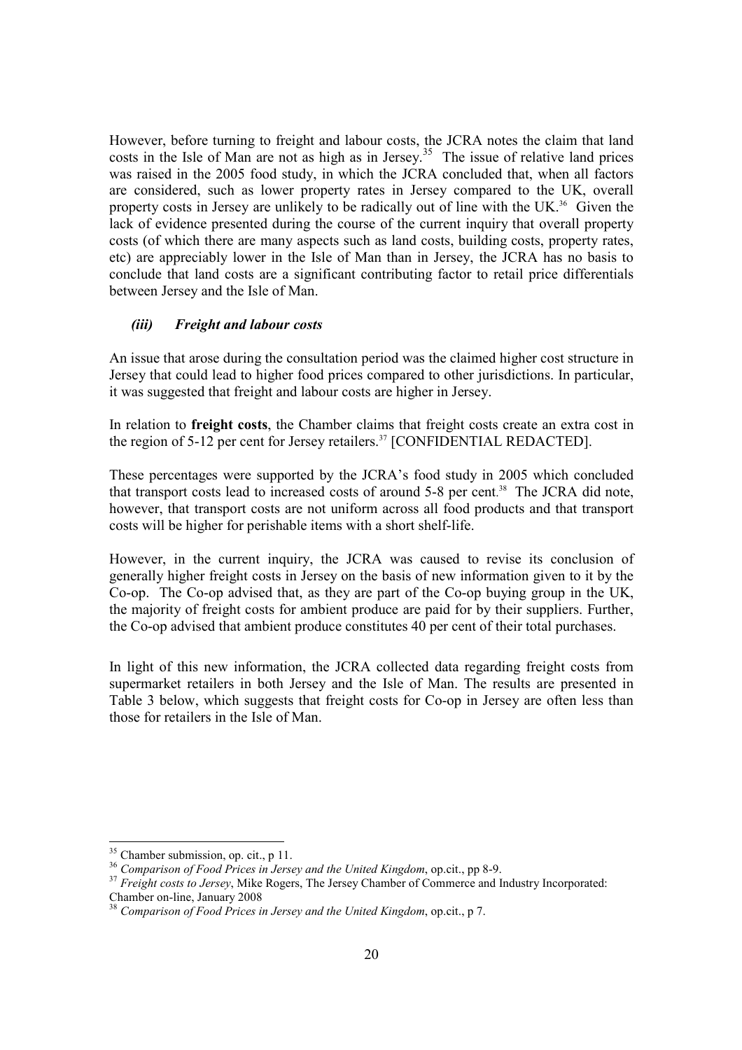However, before turning to freight and labour costs, the JCRA notes the claim that land costs in the Isle of Man are not as high as in Jersey.[35] The issue of relative land prices was raised in the 2005 food study, in which the JCRA concluded that, when all factors are considered, such as lower property rates in Jersey compared to the UK, overall property costs in Jersey are unlikely to be radically out of line with the UK.[36] Given the lack of evidence presented during the course of the current inquiry that overall property costs (of which there are many aspects such as land costs, building costs, property rates, etc) are appreciably lower in the Isle of Man than in Jersey, the JCRA has no basis to conclude that land costs are a significant contributing factor to retail price differentials between Jersey and the Isle of Man.

### *(iii) Freight and labour costs*

An issue that arose during the consultation period was the claimed higher cost structure in Jersey that could lead to higher food prices compared to other jurisdictions. In particular, it was suggested that freight and labour costs are higher in Jersey.

In relation to **freight costs**, the Chamber claims that freight costs create an extra cost in the region of 5-12 per cent for Jersey retailers.[37] [CONFIDENTIAL REDACTED].

These percentages were supported by the JCRA's food study in 2005 which concluded that transport costs lead to increased costs of around 5-8 per cent.[38] The JCRA did note, however, that transport costs are not uniform across all food products and that transport costs will be higher for perishable items with a short shelf-life.

However, in the current inquiry, the JCRA was caused to revise its conclusion of generally higher freight costs in Jersey on the basis of new information given to it by the Co-op. The Co-op advised that, as they are part of the Co-op buying group in the UK, the majority of freight costs for ambient produce are paid for by their suppliers. Further, the Co-op advised that ambient produce constitutes 40 per cent of their total purchases.

In light of this new information, the JCRA collected data regarding freight costs from supermarket retailers in both Jersey and the Isle of Man. The results are presented in Table 3 below, which suggests that freight costs for Co-op in Jersey are often less than those for retailers in the Isle of Man.

---

[35] Chamber submission, op. cit., p 11.

[36] *Comparison of Food Prices in Jersey and the United Kingdom*, op.cit., pp 8-9.

[37] *Freight costs to Jersey*, Mike Rogers, The Jersey Chamber of Commerce and Industry Incorporated: Chamber on-line, January 2008

[38] *Comparison of Food Prices in Jersey and the United Kingdom*, op.cit., p 7.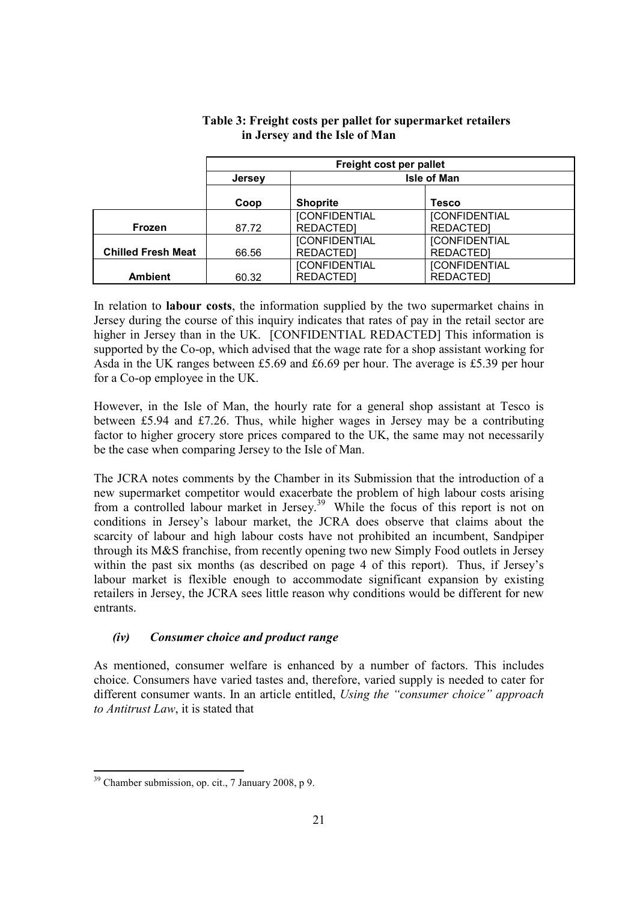**Table 3: Freight costs per pallet for supermarket retailers in Jersey and the Isle of Man**

| | Freight cost per pallet | | |
|---|---|---|---|
| | Jersey | Isle of Man | |
| | Coop | Shoprite | Tesco |
| **Frozen** | 87.72 | [CONFIDENTIAL REDACTED] | [CONFIDENTIAL REDACTED] |
| **Chilled Fresh Meat** | 66.56 | [CONFIDENTIAL REDACTED] | [CONFIDENTIAL REDACTED] |
| **Ambient** | 60.32 | [CONFIDENTIAL REDACTED] | [CONFIDENTIAL REDACTED] |

In relation to **labour costs**, the information supplied by the two supermarket chains in Jersey during the course of this inquiry indicates that rates of pay in the retail sector are higher in Jersey than in the UK. [CONFIDENTIAL REDACTED] This information is supported by the Co-op, which advised that the wage rate for a shop assistant working for Asda in the UK ranges between £5.69 and £6.69 per hour. The average is £5.39 per hour for a Co-op employee in the UK.

However, in the Isle of Man, the hourly rate for a general shop assistant at Tesco is between £5.94 and £7.26. Thus, while higher wages in Jersey may be a contributing factor to higher grocery store prices compared to the UK, the same may not necessarily be the case when comparing Jersey to the Isle of Man.

The JCRA notes comments by the Chamber in its Submission that the introduction of a new supermarket competitor would exacerbate the problem of high labour costs arising from a controlled labour market in Jersey.[39] While the focus of this report is not on conditions in Jersey's labour market, the JCRA does observe that claims about the scarcity of labour and high labour costs have not prohibited an incumbent, Sandpiper through its M&S franchise, from recently opening two new Simply Food outlets in Jersey within the past six months (as described on page 4 of this report). Thus, if Jersey's labour market is flexible enough to accommodate significant expansion by existing retailers in Jersey, the JCRA sees little reason why conditions would be different for new entrants.

### *(iv) Consumer choice and product range*

As mentioned, consumer welfare is enhanced by a number of factors. This includes choice. Consumers have varied tastes and, therefore, varied supply is needed to cater for different consumer wants. In an article entitled, *Using the "consumer choice" approach to Antitrust Law*, it is stated that

[39] Chamber submission, op. cit., 7 January 2008, p 9.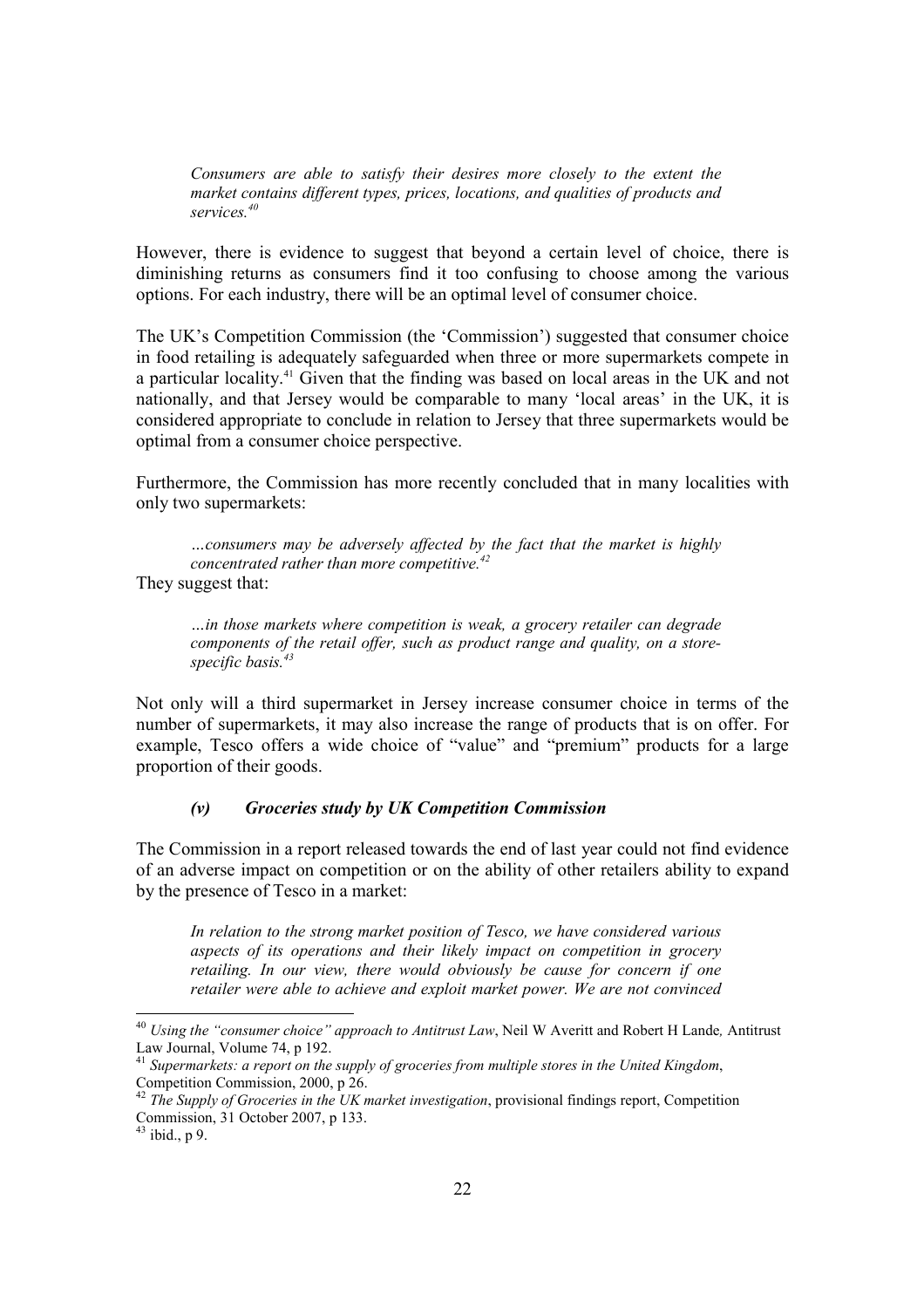> *Consumers are able to satisfy their desires more closely to the extent the market contains different types, prices, locations, and qualities of products and services.*[40]

However, there is evidence to suggest that beyond a certain level of choice, there is diminishing returns as consumers find it too confusing to choose among the various options. For each industry, there will be an optimal level of consumer choice.

The UK's Competition Commission (the 'Commission') suggested that consumer choice in food retailing is adequately safeguarded when three or more supermarkets compete in a particular locality.[41] Given that the finding was based on local areas in the UK and not nationally, and that Jersey would be comparable to many 'local areas' in the UK, it is considered appropriate to conclude in relation to Jersey that three supermarkets would be optimal from a consumer choice perspective.

Furthermore, the Commission has more recently concluded that in many localities with only two supermarkets:

> *…consumers may be adversely affected by the fact that the market is highly concentrated rather than more competitive.*[42]

They suggest that:

> *…in those markets where competition is weak, a grocery retailer can degrade components of the retail offer, such as product range and quality, on a store-specific basis.*[43]

Not only will a third supermarket in Jersey increase consumer choice in terms of the number of supermarkets, it may also increase the range of products that is on offer. For example, Tesco offers a wide choice of "value" and "premium" products for a large proportion of their goods.

#### *(v) Groceries study by UK Competition Commission*

The Commission in a report released towards the end of last year could not find evidence of an adverse impact on competition or on the ability of other retailers ability to expand by the presence of Tesco in a market:

> *In relation to the strong market position of Tesco, we have considered various aspects of its operations and their likely impact on competition in grocery retailing. In our view, there would obviously be cause for concern if one retailer were able to achieve and exploit market power. We are not convinced*

---

[40] *Using the "consumer choice" approach to Antitrust Law*, Neil W Averitt and Robert H Lande*,* Antitrust Law Journal, Volume 74, p 192.

[41] *Supermarkets: a report on the supply of groceries from multiple stores in the United Kingdom*, Competition Commission, 2000, p 26.

[42] *The Supply of Groceries in the UK market investigation*, provisional findings report, Competition Commission, 31 October 2007, p 133.

[43] ibid., p 9.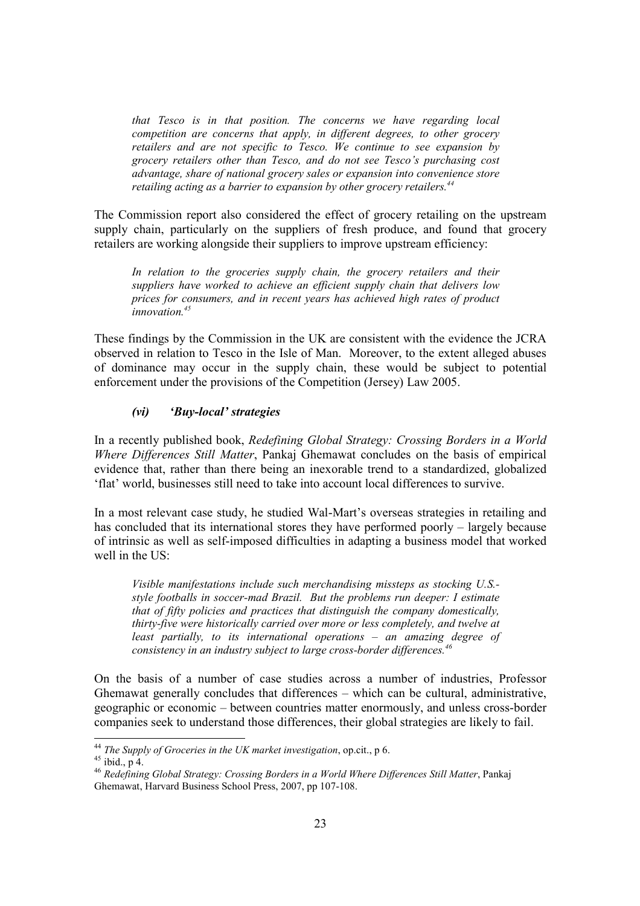> *that Tesco is in that position. The concerns we have regarding local competition are concerns that apply, in different degrees, to other grocery retailers and are not specific to Tesco. We continue to see expansion by grocery retailers other than Tesco, and do not see Tesco's purchasing cost advantage, share of national grocery sales or expansion into convenience store retailing acting as a barrier to expansion by other grocery retailers.*[44]

The Commission report also considered the effect of grocery retailing on the upstream supply chain, particularly on the suppliers of fresh produce, and found that grocery retailers are working alongside their suppliers to improve upstream efficiency:

> *In relation to the groceries supply chain, the grocery retailers and their suppliers have worked to achieve an efficient supply chain that delivers low prices for consumers, and in recent years has achieved high rates of product innovation.*[45]

These findings by the Commission in the UK are consistent with the evidence the JCRA observed in relation to Tesco in the Isle of Man. Moreover, to the extent alleged abuses of dominance may occur in the supply chain, these would be subject to potential enforcement under the provisions of the Competition (Jersey) Law 2005.

#### *(vi) 'Buy-local' strategies*

In a recently published book, *Redefining Global Strategy: Crossing Borders in a World Where Differences Still Matter*, Pankaj Ghemawat concludes on the basis of empirical evidence that, rather than there being an inexorable trend to a standardized, globalized 'flat' world, businesses still need to take into account local differences to survive.

In a most relevant case study, he studied Wal-Mart's overseas strategies in retailing and has concluded that its international stores they have performed poorly – largely because of intrinsic as well as self-imposed difficulties in adapting a business model that worked well in the US:

> *Visible manifestations include such merchandising missteps as stocking U.S.-style footballs in soccer-mad Brazil. But the problems run deeper: I estimate that of fifty policies and practices that distinguish the company domestically, thirty-five were historically carried over more or less completely, and twelve at least partially, to its international operations – an amazing degree of consistency in an industry subject to large cross-border differences.*[46]

On the basis of a number of case studies across a number of industries, Professor Ghemawat generally concludes that differences – which can be cultural, administrative, geographic or economic – between countries matter enormously, and unless cross-border companies seek to understand those differences, their global strategies are likely to fail.

---

[44] *The Supply of Groceries in the UK market investigation*, op.cit., p 6.

[45] ibid., p 4.

[46] *Redefining Global Strategy: Crossing Borders in a World Where Differences Still Matter*, Pankaj Ghemawat, Harvard Business School Press, 2007, pp 107-108.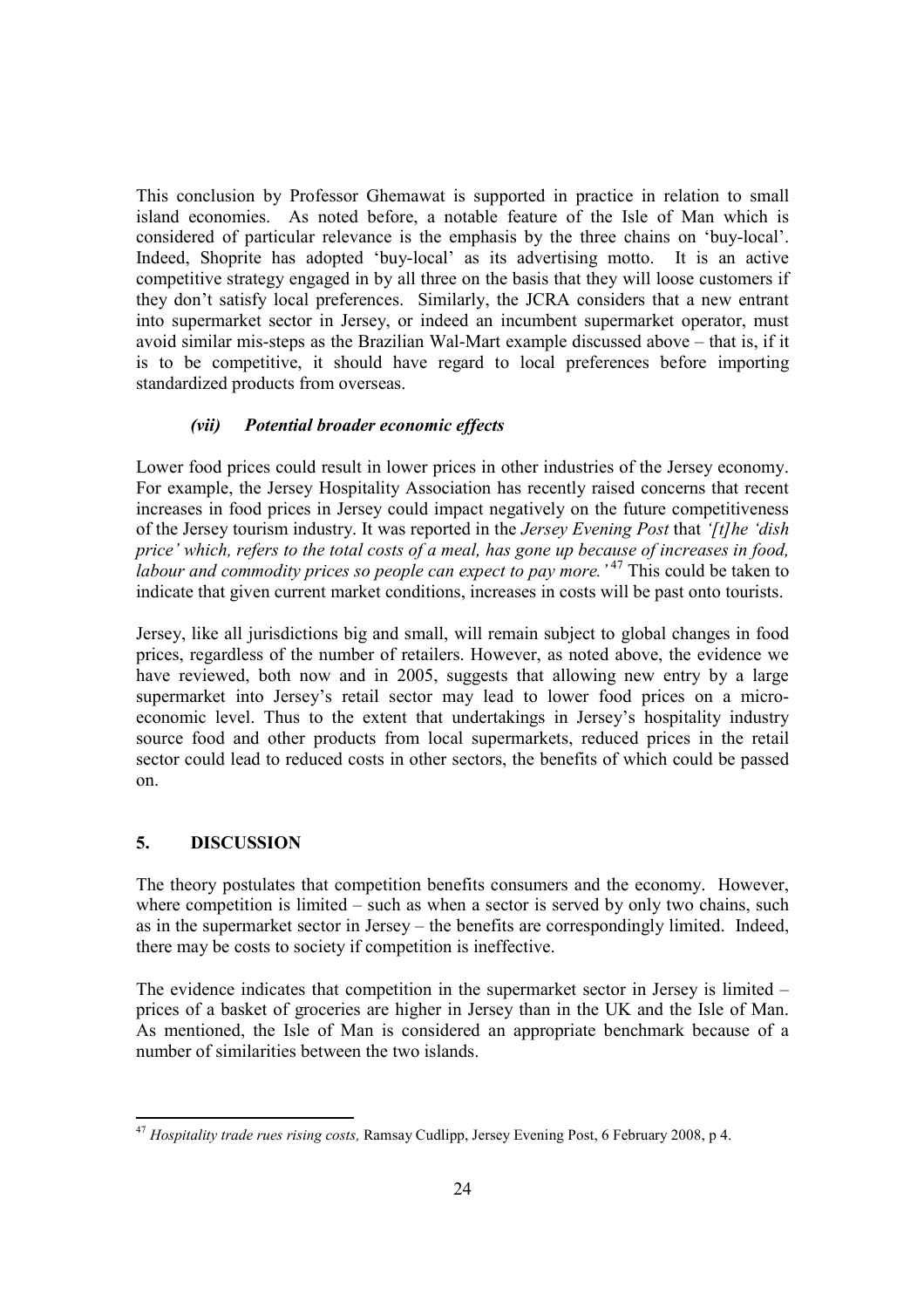This conclusion by Professor Ghemawat is supported in practice in relation to small island economies. As noted before, a notable feature of the Isle of Man which is considered of particular relevance is the emphasis by the three chains on 'buy-local'. Indeed, Shoprite has adopted 'buy-local' as its advertising motto. It is an active competitive strategy engaged in by all three on the basis that they will loose customers if they don't satisfy local preferences. Similarly, the JCRA considers that a new entrant into supermarket sector in Jersey, or indeed an incumbent supermarket operator, must avoid similar mis-steps as the Brazilian Wal-Mart example discussed above – that is, if it is to be competitive, it should have regard to local preferences before importing standardized products from overseas.

#### *(vii) Potential broader economic effects*

Lower food prices could result in lower prices in other industries of the Jersey economy. For example, the Jersey Hospitality Association has recently raised concerns that recent increases in food prices in Jersey could impact negatively on the future competitiveness of the Jersey tourism industry. It was reported in the *Jersey Evening Post* that *'[t]he 'dish price' which, refers to the total costs of a meal, has gone up because of increases in food, labour and commodity prices so people can expect to pay more.'* [47] This could be taken to indicate that given current market conditions, increases in costs will be past onto tourists.

Jersey, like all jurisdictions big and small, will remain subject to global changes in food prices, regardless of the number of retailers. However, as noted above, the evidence we have reviewed, both now and in 2005, suggests that allowing new entry by a large supermarket into Jersey's retail sector may lead to lower food prices on a micro-economic level. Thus to the extent that undertakings in Jersey's hospitality industry source food and other products from local supermarkets, reduced prices in the retail sector could lead to reduced costs in other sectors, the benefits of which could be passed on.

## 5. DISCUSSION

The theory postulates that competition benefits consumers and the economy. However, where competition is limited – such as when a sector is served by only two chains, such as in the supermarket sector in Jersey – the benefits are correspondingly limited. Indeed, there may be costs to society if competition is ineffective.

The evidence indicates that competition in the supermarket sector in Jersey is limited – prices of a basket of groceries are higher in Jersey than in the UK and the Isle of Man. As mentioned, the Isle of Man is considered an appropriate benchmark because of a number of similarities between the two islands.

---

[47] *Hospitality trade rues rising costs,* Ramsay Cudlipp, Jersey Evening Post, 6 February 2008, p 4.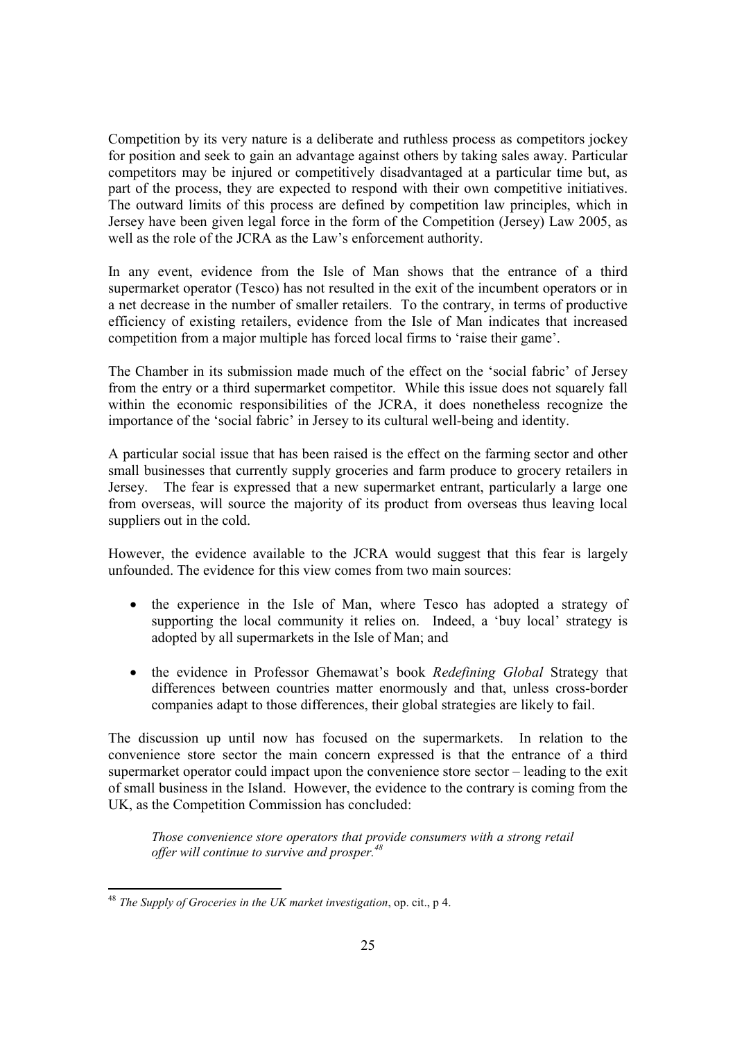Competition by its very nature is a deliberate and ruthless process as competitors jockey for position and seek to gain an advantage against others by taking sales away. Particular competitors may be injured or competitively disadvantaged at a particular time but, as part of the process, they are expected to respond with their own competitive initiatives. The outward limits of this process are defined by competition law principles, which in Jersey have been given legal force in the form of the Competition (Jersey) Law 2005, as well as the role of the JCRA as the Law's enforcement authority.

In any event, evidence from the Isle of Man shows that the entrance of a third supermarket operator (Tesco) has not resulted in the exit of the incumbent operators or in a net decrease in the number of smaller retailers. To the contrary, in terms of productive efficiency of existing retailers, evidence from the Isle of Man indicates that increased competition from a major multiple has forced local firms to 'raise their game'.

The Chamber in its submission made much of the effect on the 'social fabric' of Jersey from the entry or a third supermarket competitor. While this issue does not squarely fall within the economic responsibilities of the JCRA, it does nonetheless recognize the importance of the 'social fabric' in Jersey to its cultural well-being and identity.

A particular social issue that has been raised is the effect on the farming sector and other small businesses that currently supply groceries and farm produce to grocery retailers in Jersey. The fear is expressed that a new supermarket entrant, particularly a large one from overseas, will source the majority of its product from overseas thus leaving local suppliers out in the cold.

However, the evidence available to the JCRA would suggest that this fear is largely unfounded. The evidence for this view comes from two main sources:

- the experience in the Isle of Man, where Tesco has adopted a strategy of supporting the local community it relies on. Indeed, a 'buy local' strategy is adopted by all supermarkets in the Isle of Man; and
- the evidence in Professor Ghemawat's book *Redefining Global* Strategy that differences between countries matter enormously and that, unless cross-border companies adapt to those differences, their global strategies are likely to fail.

The discussion up until now has focused on the supermarkets. In relation to the convenience store sector the main concern expressed is that the entrance of a third supermarket operator could impact upon the convenience store sector – leading to the exit of small business in the Island. However, the evidence to the contrary is coming from the UK, as the Competition Commission has concluded:

> *Those convenience store operators that provide consumers with a strong retail offer will continue to survive and prosper.*[48]

---

[48] *The Supply of Groceries in the UK market investigation*, op. cit., p 4.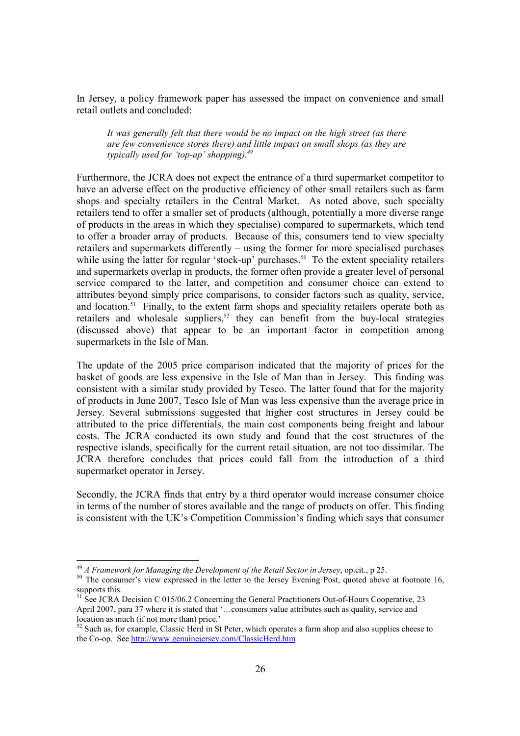In Jersey, a policy framework paper has assessed the impact on convenience and small retail outlets and concluded:

> *It was generally felt that there would be no impact on the high street (as there are few convenience stores there) and little impact on small shops (as they are typically used for 'top-up' shopping).*[49]

Furthermore, the JCRA does not expect the entrance of a third supermarket competitor to have an adverse effect on the productive efficiency of other small retailers such as farm shops and specialty retailers in the Central Market. As noted above, such specialty retailers tend to offer a smaller set of products (although, potentially a more diverse range of products in the areas in which they specialise) compared to supermarkets, which tend to offer a broader array of products. Because of this, consumers tend to view specialty retailers and supermarkets differently – using the former for more specialised purchases while using the latter for regular 'stock-up' purchases.[50] To the extent speciality retailers and supermarkets overlap in products, the former often provide a greater level of personal service compared to the latter, and competition and consumer choice can extend to attributes beyond simply price comparisons, to consider factors such as quality, service, and location.[51] Finally, to the extent farm shops and speciality retailers operate both as retailers and wholesale suppliers,[52] they can benefit from the buy-local strategies (discussed above) that appear to be an important factor in competition among supermarkets in the Isle of Man.

The update of the 2005 price comparison indicated that the majority of prices for the basket of goods are less expensive in the Isle of Man than in Jersey. This finding was consistent with a similar study provided by Tesco. The latter found that for the majority of products in June 2007, Tesco Isle of Man was less expensive than the average price in Jersey. Several submissions suggested that higher cost structures in Jersey could be attributed to the price differentials, the main cost components being freight and labour costs. The JCRA conducted its own study and found that the cost structures of the respective islands, specifically for the current retail situation, are not too dissimilar. The JCRA therefore concludes that prices could fall from the introduction of a third supermarket operator in Jersey.

Secondly, the JCRA finds that entry by a third operator would increase consumer choice in terms of the number of stores available and the range of products on offer. This finding is consistent with the UK's Competition Commission's finding which says that consumer

---

[49] *A Framework for Managing the Development of the Retail Sector in Jersey*, op.cit., p 25.

[50] The consumer's view expressed in the letter to the Jersey Evening Post, quoted above at footnote 16, supports this.

[51] See JCRA Decision C 015/06.2 Concerning the General Practitioners Out-of-Hours Cooperative, 23 April 2007, para 37 where it is stated that '…consumers value attributes such as quality, service and location as much (if not more than) price.'

[52] Such as, for example, Classic Herd in St Peter, which operates a farm shop and also supplies cheese to the Co-op. See http://www.genuinejersey.com/ClassicHerd.htm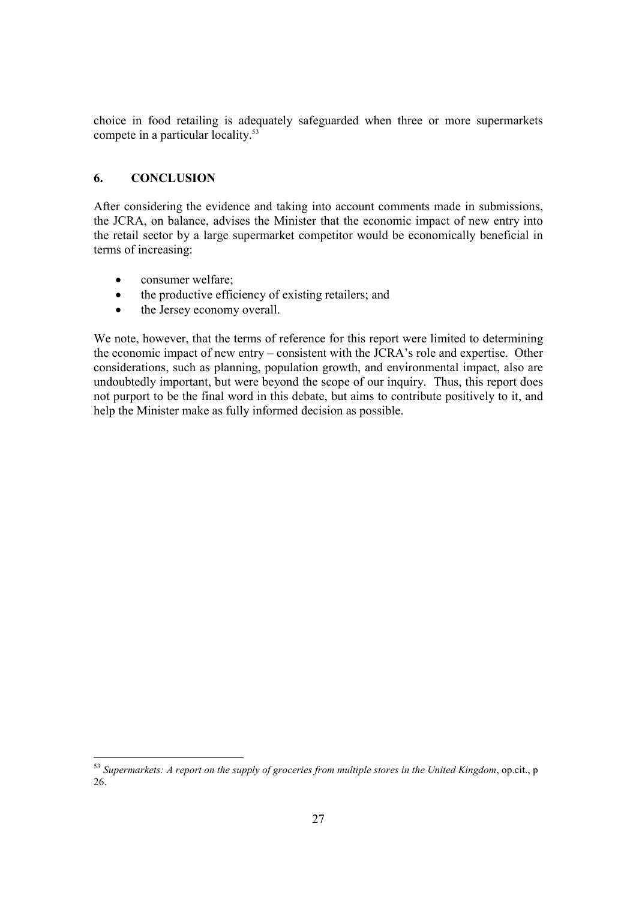choice in food retailing is adequately safeguarded when three or more supermarkets compete in a particular locality.[53]

## 6. CONCLUSION

After considering the evidence and taking into account comments made in submissions, the JCRA, on balance, advises the Minister that the economic impact of new entry into the retail sector by a large supermarket competitor would be economically beneficial in terms of increasing:

- consumer welfare;
- the productive efficiency of existing retailers; and
- the Jersey economy overall.

We note, however, that the terms of reference for this report were limited to determining the economic impact of new entry – consistent with the JCRA's role and expertise. Other considerations, such as planning, population growth, and environmental impact, also are undoubtedly important, but were beyond the scope of our inquiry. Thus, this report does not purport to be the final word in this debate, but aims to contribute positively to it, and help the Minister make as fully informed decision as possible.

---

[53] *Supermarkets: A report on the supply of groceries from multiple stores in the United Kingdom*, op.cit., p 26.